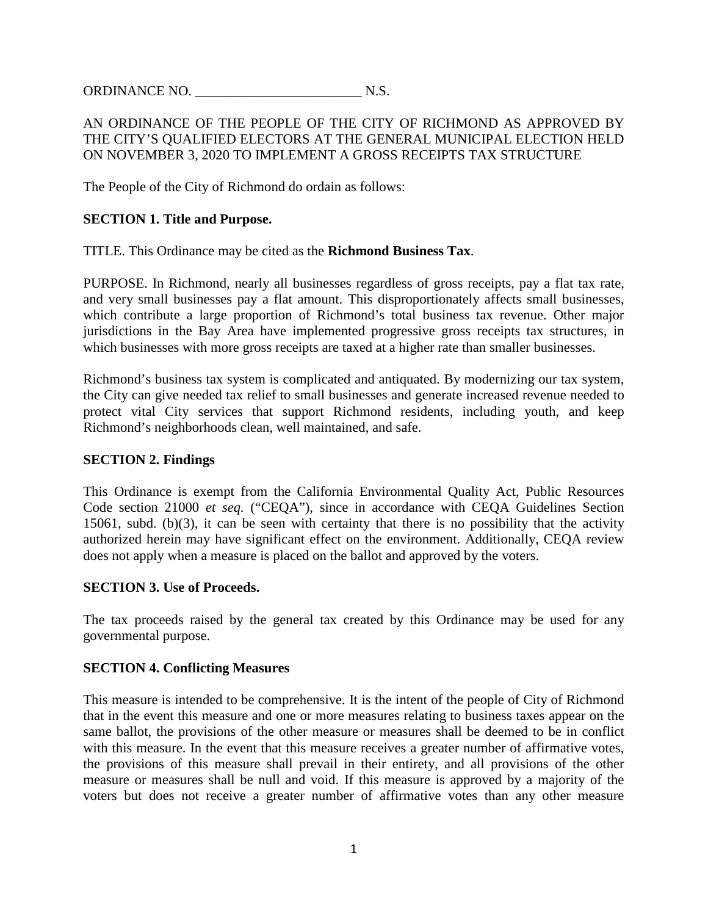ORDINANCE NO. ________________________ N.S.

AN ORDINANCE OF THE PEOPLE OF THE CITY OF RICHMOND AS APPROVED BY THE CITY'S QUALIFIED ELECTORS AT THE GENERAL MUNICIPAL ELECTION HELD ON NOVEMBER 3, 2020 TO IMPLEMENT A GROSS RECEIPTS TAX STRUCTURE

The People of the City of Richmond do ordain as follows:

**SECTION 1. Title and Purpose.**

TITLE. This Ordinance may be cited as the **Richmond Business Tax**.

PURPOSE. In Richmond, nearly all businesses regardless of gross receipts, pay a flat tax rate, and very small businesses pay a flat amount. This disproportionately affects small businesses, which contribute a large proportion of Richmond's total business tax revenue. Other major jurisdictions in the Bay Area have implemented progressive gross receipts tax structures, in which businesses with more gross receipts are taxed at a higher rate than smaller businesses.

Richmond's business tax system is complicated and antiquated. By modernizing our tax system, the City can give needed tax relief to small businesses and generate increased revenue needed to protect vital City services that support Richmond residents, including youth, and keep Richmond's neighborhoods clean, well maintained, and safe.

**SECTION 2. Findings**

This Ordinance is exempt from the California Environmental Quality Act, Public Resources Code section 21000 *et seq.* ("CEQA"), since in accordance with CEQA Guidelines Section 15061, subd. (b)(3), it can be seen with certainty that there is no possibility that the activity authorized herein may have significant effect on the environment. Additionally, CEQA review does not apply when a measure is placed on the ballot and approved by the voters.

**SECTION 3. Use of Proceeds.**

The tax proceeds raised by the general tax created by this Ordinance may be used for any governmental purpose.

**SECTION 4. Conflicting Measures**

This measure is intended to be comprehensive. It is the intent of the people of City of Richmond that in the event this measure and one or more measures relating to business taxes appear on the same ballot, the provisions of the other measure or measures shall be deemed to be in conflict with this measure. In the event that this measure receives a greater number of affirmative votes, the provisions of this measure shall prevail in their entirety, and all provisions of the other measure or measures shall be null and void. If this measure is approved by a majority of the voters but does not receive a greater number of affirmative votes than any other measure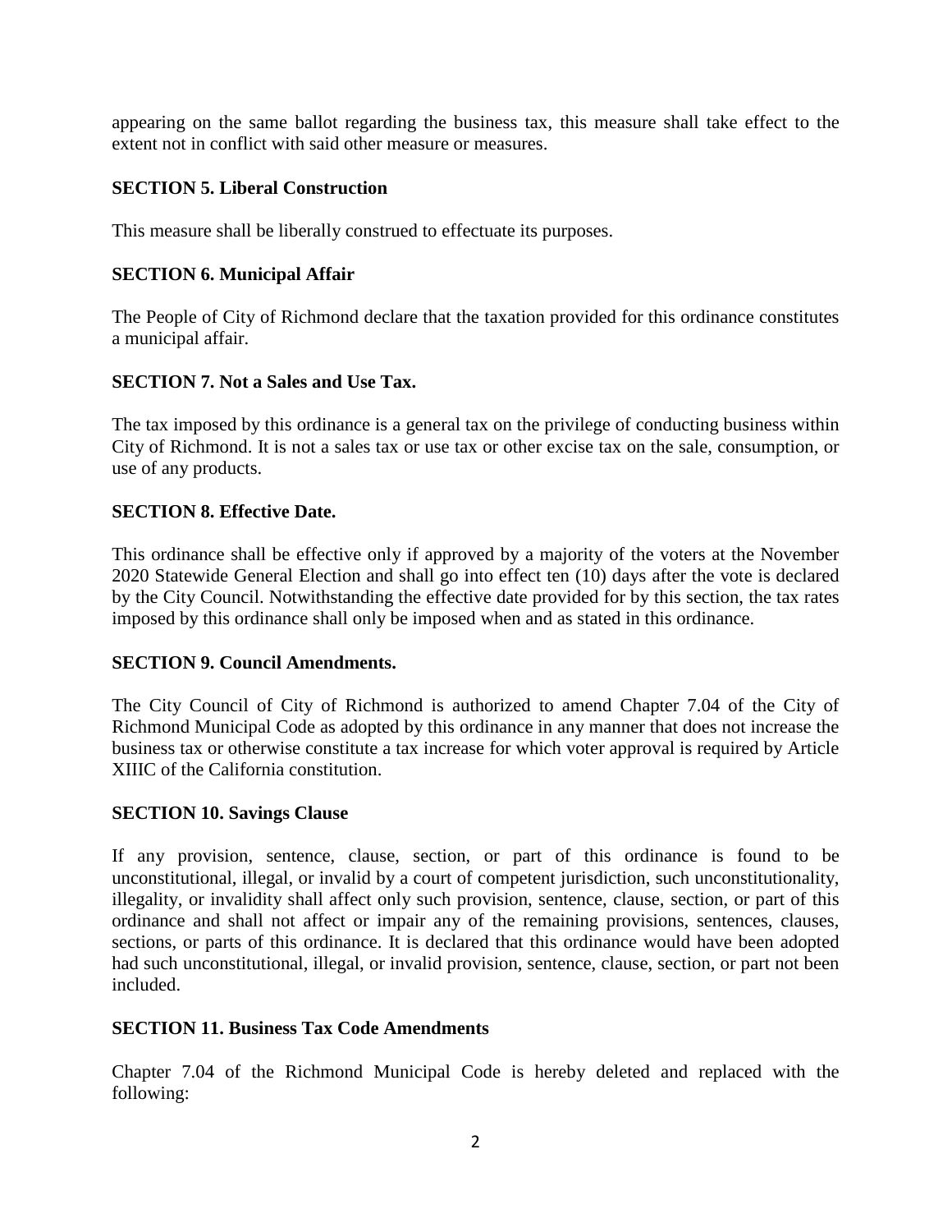appearing on the same ballot regarding the business tax, this measure shall take effect to the extent not in conflict with said other measure or measures.

**SECTION 5. Liberal Construction**

This measure shall be liberally construed to effectuate its purposes.

**SECTION 6. Municipal Affair**

The People of City of Richmond declare that the taxation provided for this ordinance constitutes a municipal affair.

**SECTION 7. Not a Sales and Use Tax.**

The tax imposed by this ordinance is a general tax on the privilege of conducting business within City of Richmond. It is not a sales tax or use tax or other excise tax on the sale, consumption, or use of any products.

**SECTION 8. Effective Date.**

This ordinance shall be effective only if approved by a majority of the voters at the November 2020 Statewide General Election and shall go into effect ten (10) days after the vote is declared by the City Council. Notwithstanding the effective date provided for by this section, the tax rates imposed by this ordinance shall only be imposed when and as stated in this ordinance.

**SECTION 9. Council Amendments.**

The City Council of City of Richmond is authorized to amend Chapter 7.04 of the City of Richmond Municipal Code as adopted by this ordinance in any manner that does not increase the business tax or otherwise constitute a tax increase for which voter approval is required by Article XIIIC of the California constitution.

**SECTION 10. Savings Clause**

If any provision, sentence, clause, section, or part of this ordinance is found to be unconstitutional, illegal, or invalid by a court of competent jurisdiction, such unconstitutionality, illegality, or invalidity shall affect only such provision, sentence, clause, section, or part of this ordinance and shall not affect or impair any of the remaining provisions, sentences, clauses, sections, or parts of this ordinance. It is declared that this ordinance would have been adopted had such unconstitutional, illegal, or invalid provision, sentence, clause, section, or part not been included.

**SECTION 11. Business Tax Code Amendments**

Chapter 7.04 of the Richmond Municipal Code is hereby deleted and replaced with the following: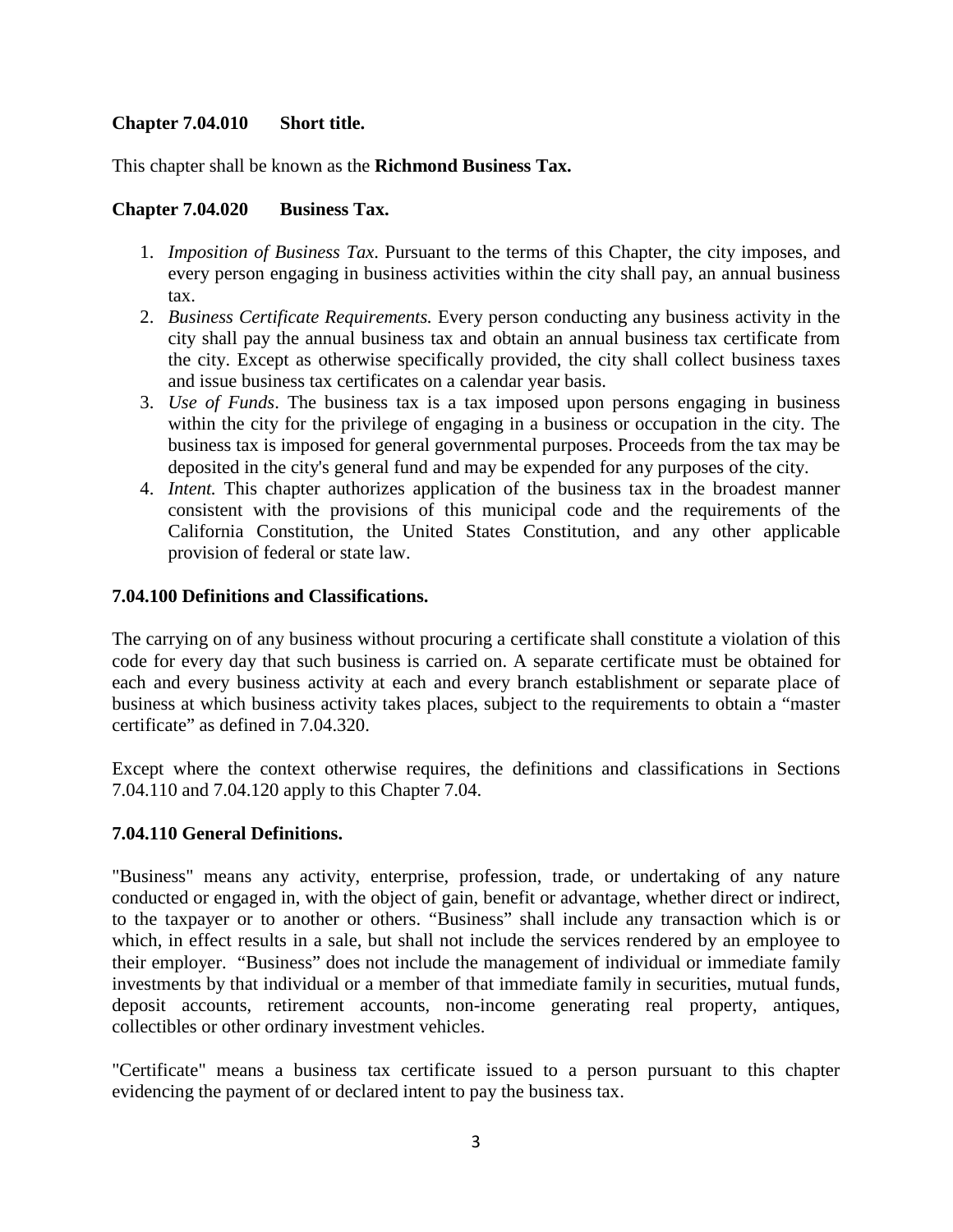### Chapter 7.04.010 Short title.

This chapter shall be known as the **Richmond Business Tax.**

### Chapter 7.04.020 Business Tax.

1. *Imposition of Business Tax*. Pursuant to the terms of this Chapter, the city imposes, and every person engaging in business activities within the city shall pay, an annual business tax.
2. *Business Certificate Requirements.* Every person conducting any business activity in the city shall pay the annual business tax and obtain an annual business tax certificate from the city. Except as otherwise specifically provided, the city shall collect business taxes and issue business tax certificates on a calendar year basis.
3. *Use of Funds*. The business tax is a tax imposed upon persons engaging in business within the city for the privilege of engaging in a business or occupation in the city. The business tax is imposed for general governmental purposes. Proceeds from the tax may be deposited in the city's general fund and may be expended for any purposes of the city.
4. *Intent.* This chapter authorizes application of the business tax in the broadest manner consistent with the provisions of this municipal code and the requirements of the California Constitution, the United States Constitution, and any other applicable provision of federal or state law.

### 7.04.100 Definitions and Classifications.

The carrying on of any business without procuring a certificate shall constitute a violation of this code for every day that such business is carried on. A separate certificate must be obtained for each and every business activity at each and every branch establishment or separate place of business at which business activity takes places, subject to the requirements to obtain a "master certificate" as defined in 7.04.320.

Except where the context otherwise requires, the definitions and classifications in Sections 7.04.110 and 7.04.120 apply to this Chapter 7.04.

### 7.04.110 General Definitions.

"Business" means any activity, enterprise, profession, trade, or undertaking of any nature conducted or engaged in, with the object of gain, benefit or advantage, whether direct or indirect, to the taxpayer or to another or others. "Business" shall include any transaction which is or which, in effect results in a sale, but shall not include the services rendered by an employee to their employer. "Business" does not include the management of individual or immediate family investments by that individual or a member of that immediate family in securities, mutual funds, deposit accounts, retirement accounts, non-income generating real property, antiques, collectibles or other ordinary investment vehicles.

"Certificate" means a business tax certificate issued to a person pursuant to this chapter evidencing the payment of or declared intent to pay the business tax.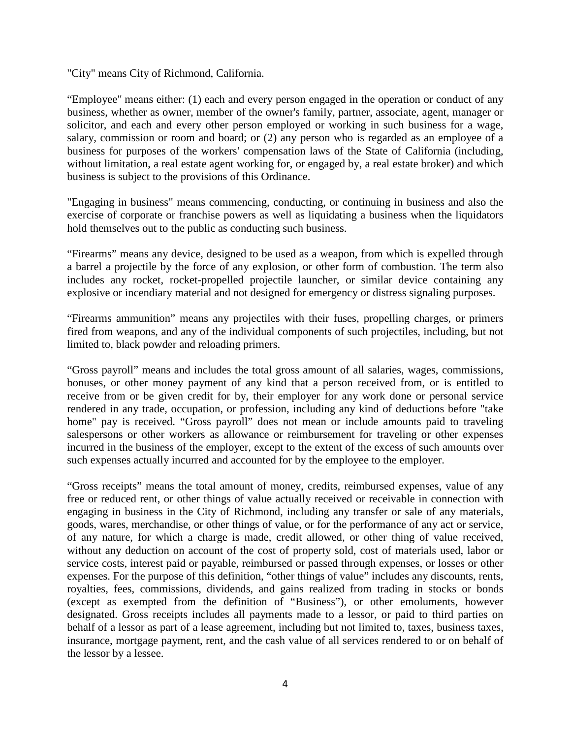"City" means City of Richmond, California.

“Employee" means either: (1) each and every person engaged in the operation or conduct of any business, whether as owner, member of the owner's family, partner, associate, agent, manager or solicitor, and each and every other person employed or working in such business for a wage, salary, commission or room and board; or (2) any person who is regarded as an employee of a business for purposes of the workers' compensation laws of the State of California (including, without limitation, a real estate agent working for, or engaged by, a real estate broker) and which business is subject to the provisions of this Ordinance.

"Engaging in business" means commencing, conducting, or continuing in business and also the exercise of corporate or franchise powers as well as liquidating a business when the liquidators hold themselves out to the public as conducting such business.

“Firearms” means any device, designed to be used as a weapon, from which is expelled through a barrel a projectile by the force of any explosion, or other form of combustion. The term also includes any rocket, rocket-propelled projectile launcher, or similar device containing any explosive or incendiary material and not designed for emergency or distress signaling purposes.

“Firearms ammunition” means any projectiles with their fuses, propelling charges, or primers fired from weapons, and any of the individual components of such projectiles, including, but not limited to, black powder and reloading primers.

“Gross payroll” means and includes the total gross amount of all salaries, wages, commissions, bonuses, or other money payment of any kind that a person received from, or is entitled to receive from or be given credit for by, their employer for any work done or personal service rendered in any trade, occupation, or profession, including any kind of deductions before "take home" pay is received. “Gross payroll” does not mean or include amounts paid to traveling salespersons or other workers as allowance or reimbursement for traveling or other expenses incurred in the business of the employer, except to the extent of the excess of such amounts over such expenses actually incurred and accounted for by the employee to the employer.

“Gross receipts” means the total amount of money, credits, reimbursed expenses, value of any free or reduced rent, or other things of value actually received or receivable in connection with engaging in business in the City of Richmond, including any transfer or sale of any materials, goods, wares, merchandise, or other things of value, or for the performance of any act or service, of any nature, for which a charge is made, credit allowed, or other thing of value received, without any deduction on account of the cost of property sold, cost of materials used, labor or service costs, interest paid or payable, reimbursed or passed through expenses, or losses or other expenses. For the purpose of this definition, “other things of value” includes any discounts, rents, royalties, fees, commissions, dividends, and gains realized from trading in stocks or bonds (except as exempted from the definition of “Business”), or other emoluments, however designated. Gross receipts includes all payments made to a lessor, or paid to third parties on behalf of a lessor as part of a lease agreement, including but not limited to, taxes, business taxes, insurance, mortgage payment, rent, and the cash value of all services rendered to or on behalf of the lessor by a lessee.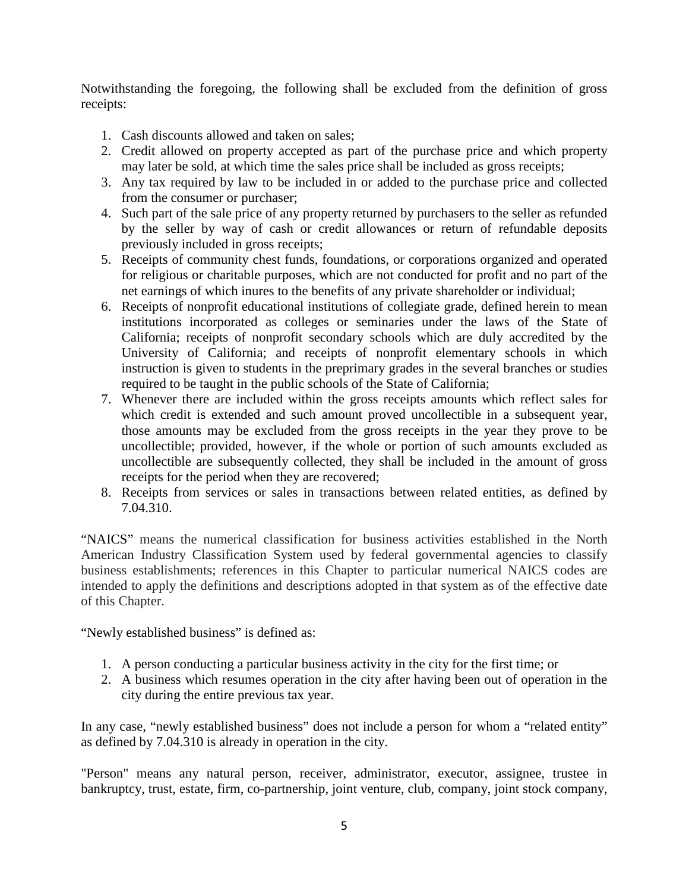Notwithstanding the foregoing, the following shall be excluded from the definition of gross receipts:

1. Cash discounts allowed and taken on sales;
2. Credit allowed on property accepted as part of the purchase price and which property may later be sold, at which time the sales price shall be included as gross receipts;
3. Any tax required by law to be included in or added to the purchase price and collected from the consumer or purchaser;
4. Such part of the sale price of any property returned by purchasers to the seller as refunded by the seller by way of cash or credit allowances or return of refundable deposits previously included in gross receipts;
5. Receipts of community chest funds, foundations, or corporations organized and operated for religious or charitable purposes, which are not conducted for profit and no part of the net earnings of which inures to the benefits of any private shareholder or individual;
6. Receipts of nonprofit educational institutions of collegiate grade, defined herein to mean institutions incorporated as colleges or seminaries under the laws of the State of California; receipts of nonprofit secondary schools which are duly accredited by the University of California; and receipts of nonprofit elementary schools in which instruction is given to students in the preprimary grades in the several branches or studies required to be taught in the public schools of the State of California;
7. Whenever there are included within the gross receipts amounts which reflect sales for which credit is extended and such amount proved uncollectible in a subsequent year, those amounts may be excluded from the gross receipts in the year they prove to be uncollectible; provided, however, if the whole or portion of such amounts excluded as uncollectible are subsequently collected, they shall be included in the amount of gross receipts for the period when they are recovered;
8. Receipts from services or sales in transactions between related entities, as defined by 7.04.310.

"NAICS" means the numerical classification for business activities established in the North American Industry Classification System used by federal governmental agencies to classify business establishments; references in this Chapter to particular numerical NAICS codes are intended to apply the definitions and descriptions adopted in that system as of the effective date of this Chapter.

"Newly established business" is defined as:

1. A person conducting a particular business activity in the city for the first time; or
2. A business which resumes operation in the city after having been out of operation in the city during the entire previous tax year.

In any case, "newly established business" does not include a person for whom a "related entity" as defined by 7.04.310 is already in operation in the city.

"Person" means any natural person, receiver, administrator, executor, assignee, trustee in bankruptcy, trust, estate, firm, co-partnership, joint venture, club, company, joint stock company,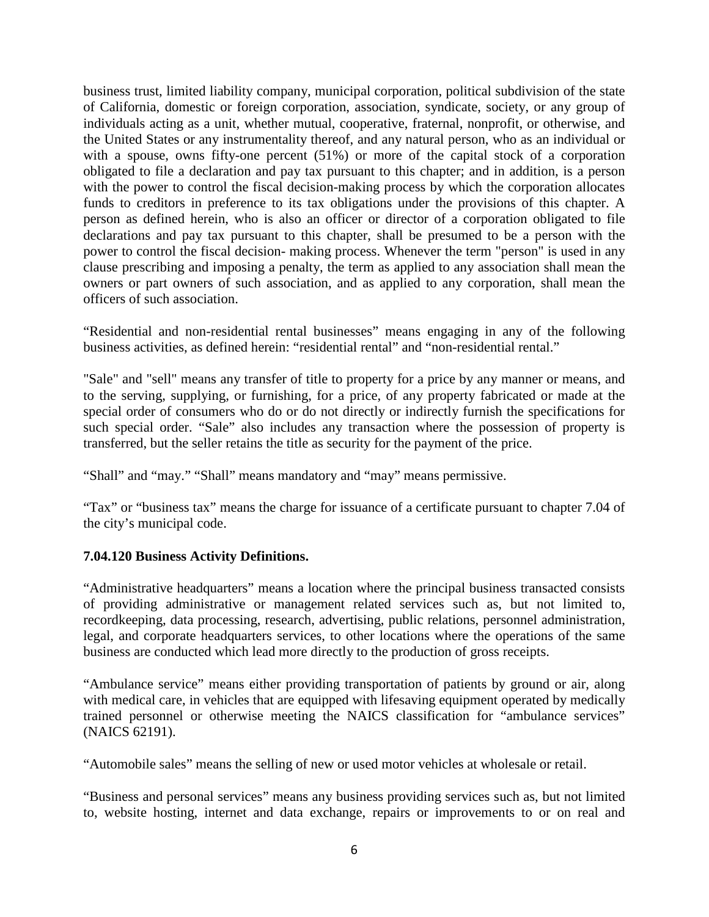business trust, limited liability company, municipal corporation, political subdivision of the state of California, domestic or foreign corporation, association, syndicate, society, or any group of individuals acting as a unit, whether mutual, cooperative, fraternal, nonprofit, or otherwise, and the United States or any instrumentality thereof, and any natural person, who as an individual or with a spouse, owns fifty-one percent (51%) or more of the capital stock of a corporation obligated to file a declaration and pay tax pursuant to this chapter; and in addition, is a person with the power to control the fiscal decision-making process by which the corporation allocates funds to creditors in preference to its tax obligations under the provisions of this chapter. A person as defined herein, who is also an officer or director of a corporation obligated to file declarations and pay tax pursuant to this chapter, shall be presumed to be a person with the power to control the fiscal decision- making process. Whenever the term "person" is used in any clause prescribing and imposing a penalty, the term as applied to any association shall mean the owners or part owners of such association, and as applied to any corporation, shall mean the officers of such association.

"Residential and non-residential rental businesses" means engaging in any of the following business activities, as defined herein: "residential rental" and "non-residential rental."

"Sale" and "sell" means any transfer of title to property for a price by any manner or means, and to the serving, supplying, or furnishing, for a price, of any property fabricated or made at the special order of consumers who do or do not directly or indirectly furnish the specifications for such special order. "Sale" also includes any transaction where the possession of property is transferred, but the seller retains the title as security for the payment of the price.

"Shall" and "may." "Shall" means mandatory and "may" means permissive.

"Tax" or "business tax" means the charge for issuance of a certificate pursuant to chapter 7.04 of the city's municipal code.

**7.04.120 Business Activity Definitions.**

"Administrative headquarters" means a location where the principal business transacted consists of providing administrative or management related services such as, but not limited to, recordkeeping, data processing, research, advertising, public relations, personnel administration, legal, and corporate headquarters services, to other locations where the operations of the same business are conducted which lead more directly to the production of gross receipts.

"Ambulance service" means either providing transportation of patients by ground or air, along with medical care, in vehicles that are equipped with lifesaving equipment operated by medically trained personnel or otherwise meeting the NAICS classification for "ambulance services" (NAICS 62191).

"Automobile sales" means the selling of new or used motor vehicles at wholesale or retail.

"Business and personal services" means any business providing services such as, but not limited to, website hosting, internet and data exchange, repairs or improvements to or on real and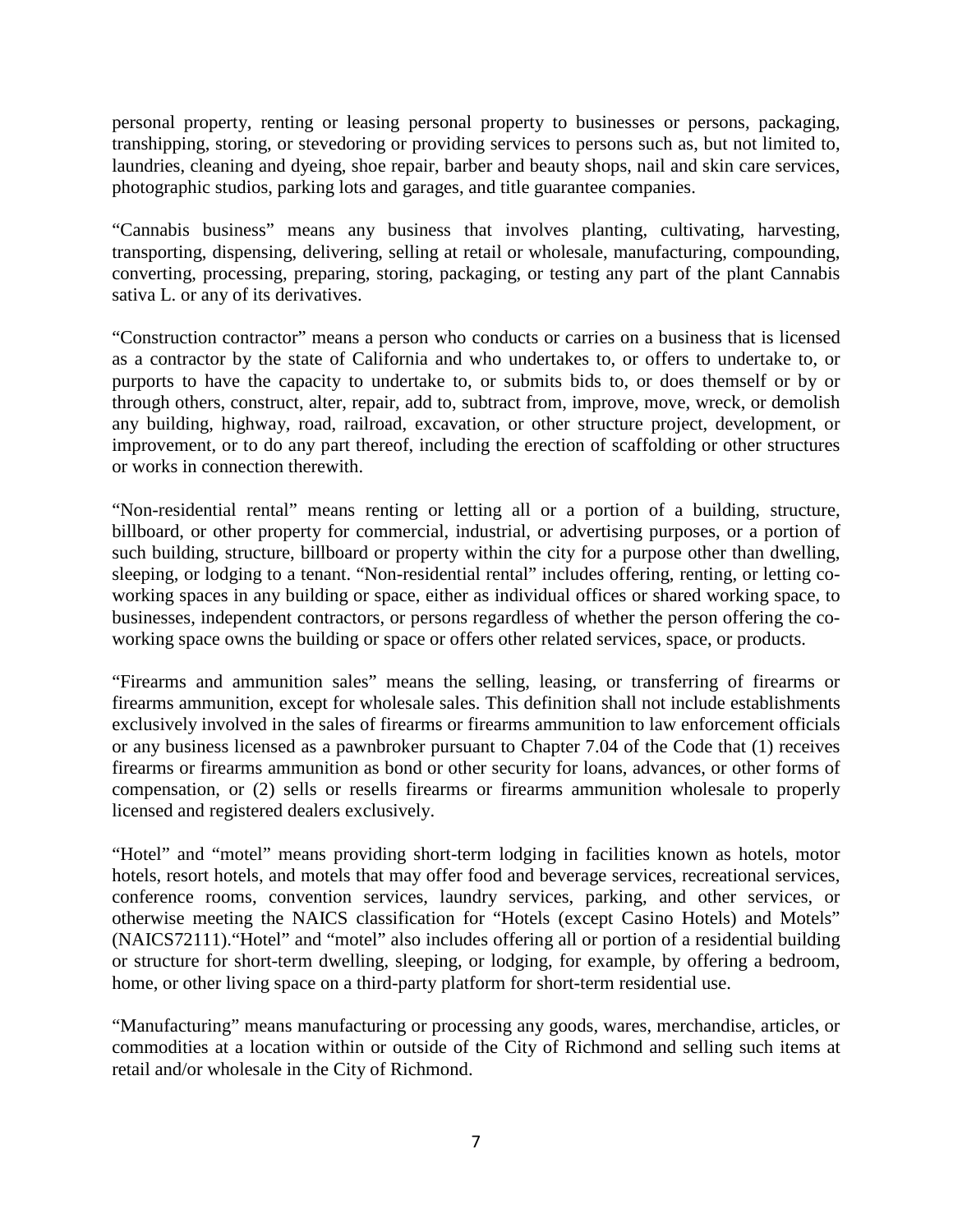personal property, renting or leasing personal property to businesses or persons, packaging, transhipping, storing, or stevedoring or providing services to persons such as, but not limited to, laundries, cleaning and dyeing, shoe repair, barber and beauty shops, nail and skin care services, photographic studios, parking lots and garages, and title guarantee companies.

"Cannabis business" means any business that involves planting, cultivating, harvesting, transporting, dispensing, delivering, selling at retail or wholesale, manufacturing, compounding, converting, processing, preparing, storing, packaging, or testing any part of the plant Cannabis sativa L. or any of its derivatives.

"Construction contractor" means a person who conducts or carries on a business that is licensed as a contractor by the state of California and who undertakes to, or offers to undertake to, or purports to have the capacity to undertake to, or submits bids to, or does themself or by or through others, construct, alter, repair, add to, subtract from, improve, move, wreck, or demolish any building, highway, road, railroad, excavation, or other structure project, development, or improvement, or to do any part thereof, including the erection of scaffolding or other structures or works in connection therewith.

"Non-residential rental" means renting or letting all or a portion of a building, structure, billboard, or other property for commercial, industrial, or advertising purposes, or a portion of such building, structure, billboard or property within the city for a purpose other than dwelling, sleeping, or lodging to a tenant. "Non-residential rental" includes offering, renting, or letting co-working spaces in any building or space, either as individual offices or shared working space, to businesses, independent contractors, or persons regardless of whether the person offering the co-working space owns the building or space or offers other related services, space, or products.

"Firearms and ammunition sales" means the selling, leasing, or transferring of firearms or firearms ammunition, except for wholesale sales. This definition shall not include establishments exclusively involved in the sales of firearms or firearms ammunition to law enforcement officials or any business licensed as a pawnbroker pursuant to Chapter 7.04 of the Code that (1) receives firearms or firearms ammunition as bond or other security for loans, advances, or other forms of compensation, or (2) sells or resells firearms or firearms ammunition wholesale to properly licensed and registered dealers exclusively.

"Hotel" and "motel" means providing short-term lodging in facilities known as hotels, motor hotels, resort hotels, and motels that may offer food and beverage services, recreational services, conference rooms, convention services, laundry services, parking, and other services, or otherwise meeting the NAICS classification for "Hotels (except Casino Hotels) and Motels" (NAICS72111)."Hotel" and "motel" also includes offering all or portion of a residential building or structure for short-term dwelling, sleeping, or lodging, for example, by offering a bedroom, home, or other living space on a third-party platform for short-term residential use.

"Manufacturing" means manufacturing or processing any goods, wares, merchandise, articles, or commodities at a location within or outside of the City of Richmond and selling such items at retail and/or wholesale in the City of Richmond.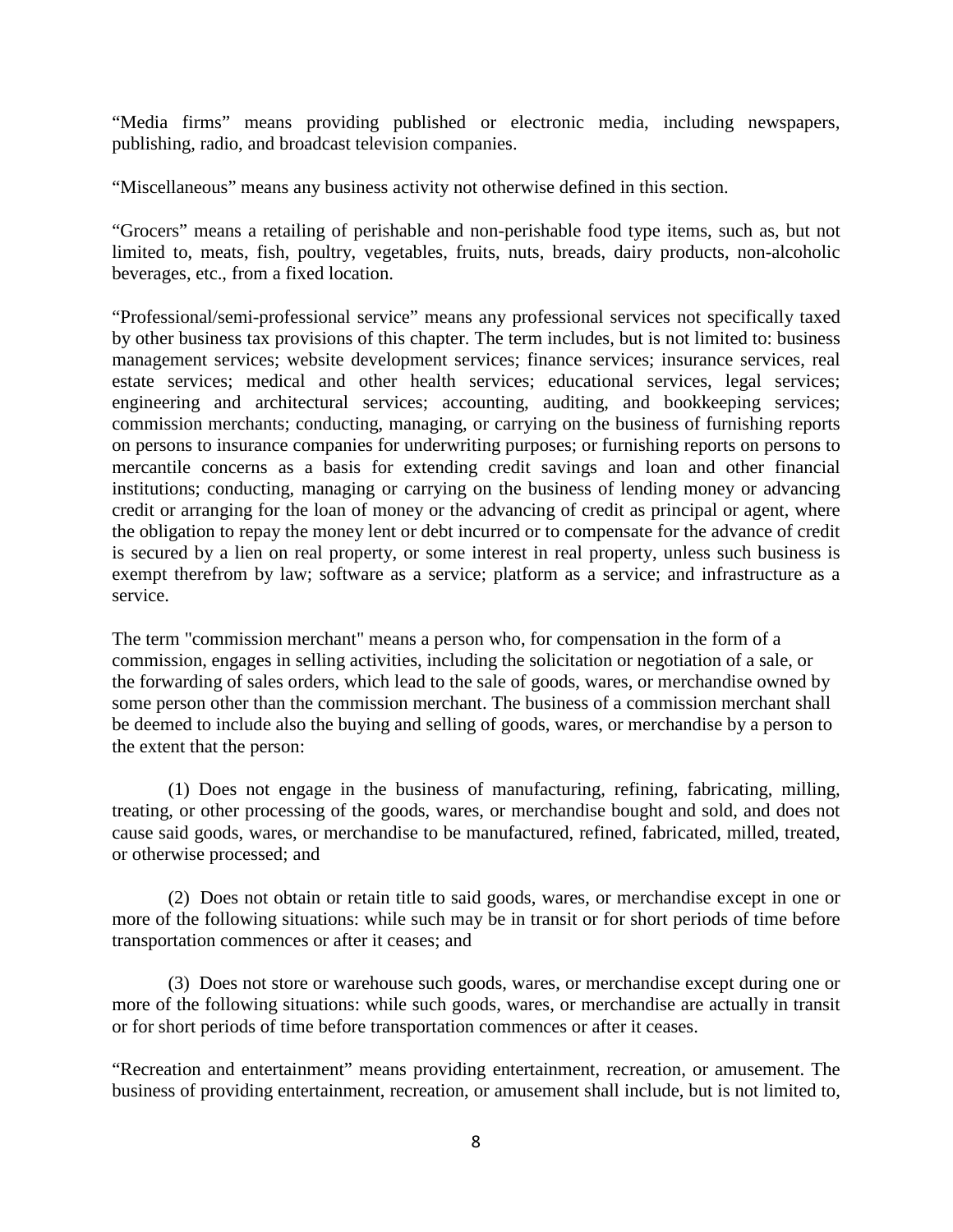"Media firms" means providing published or electronic media, including newspapers, publishing, radio, and broadcast television companies.

"Miscellaneous" means any business activity not otherwise defined in this section.

"Grocers" means a retailing of perishable and non-perishable food type items, such as, but not limited to, meats, fish, poultry, vegetables, fruits, nuts, breads, dairy products, non-alcoholic beverages, etc., from a fixed location.

"Professional/semi-professional service" means any professional services not specifically taxed by other business tax provisions of this chapter. The term includes, but is not limited to: business management services; website development services; finance services; insurance services, real estate services; medical and other health services; educational services, legal services; engineering and architectural services; accounting, auditing, and bookkeeping services; commission merchants; conducting, managing, or carrying on the business of furnishing reports on persons to insurance companies for underwriting purposes; or furnishing reports on persons to mercantile concerns as a basis for extending credit savings and loan and other financial institutions; conducting, managing or carrying on the business of lending money or advancing credit or arranging for the loan of money or the advancing of credit as principal or agent, where the obligation to repay the money lent or debt incurred or to compensate for the advance of credit is secured by a lien on real property, or some interest in real property, unless such business is exempt therefrom by law; software as a service; platform as a service; and infrastructure as a service.

The term "commission merchant" means a person who, for compensation in the form of a commission, engages in selling activities, including the solicitation or negotiation of a sale, or the forwarding of sales orders, which lead to the sale of goods, wares, or merchandise owned by some person other than the commission merchant. The business of a commission merchant shall be deemed to include also the buying and selling of goods, wares, or merchandise by a person to the extent that the person:

(1) Does not engage in the business of manufacturing, refining, fabricating, milling, treating, or other processing of the goods, wares, or merchandise bought and sold, and does not cause said goods, wares, or merchandise to be manufactured, refined, fabricated, milled, treated, or otherwise processed; and

(2) Does not obtain or retain title to said goods, wares, or merchandise except in one or more of the following situations: while such may be in transit or for short periods of time before transportation commences or after it ceases; and

(3) Does not store or warehouse such goods, wares, or merchandise except during one or more of the following situations: while such goods, wares, or merchandise are actually in transit or for short periods of time before transportation commences or after it ceases.

"Recreation and entertainment" means providing entertainment, recreation, or amusement. The business of providing entertainment, recreation, or amusement shall include, but is not limited to,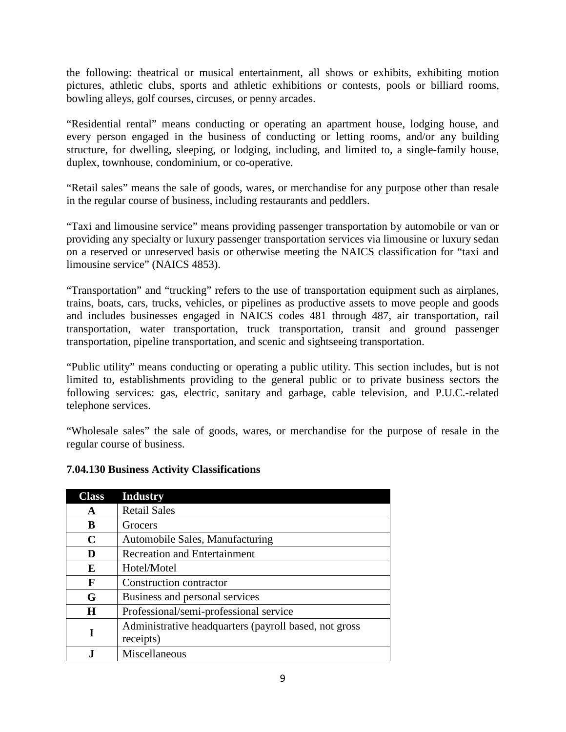the following: theatrical or musical entertainment, all shows or exhibits, exhibiting motion pictures, athletic clubs, sports and athletic exhibitions or contests, pools or billiard rooms, bowling alleys, golf courses, circuses, or penny arcades.

"Residential rental" means conducting or operating an apartment house, lodging house, and every person engaged in the business of conducting or letting rooms, and/or any building structure, for dwelling, sleeping, or lodging, including, and limited to, a single-family house, duplex, townhouse, condominium, or co-operative.

"Retail sales" means the sale of goods, wares, or merchandise for any purpose other than resale in the regular course of business, including restaurants and peddlers.

"Taxi and limousine service" means providing passenger transportation by automobile or van or providing any specialty or luxury passenger transportation services via limousine or luxury sedan on a reserved or unreserved basis or otherwise meeting the NAICS classification for "taxi and limousine service" (NAICS 4853).

"Transportation" and "trucking" refers to the use of transportation equipment such as airplanes, trains, boats, cars, trucks, vehicles, or pipelines as productive assets to move people and goods and includes businesses engaged in NAICS codes 481 through 487, air transportation, rail transportation, water transportation, truck transportation, transit and ground passenger transportation, pipeline transportation, and scenic and sightseeing transportation.

"Public utility" means conducting or operating a public utility. This section includes, but is not limited to, establishments providing to the general public or to private business sectors the following services: gas, electric, sanitary and garbage, cable television, and P.U.C.-related telephone services.

"Wholesale sales" the sale of goods, wares, or merchandise for the purpose of resale in the regular course of business.

**7.04.130 Business Activity Classifications**

| Class | Industry |
|---|---|
| **A** | Retail Sales |
| **B** | Grocers |
| **C** | Automobile Sales, Manufacturing |
| **D** | Recreation and Entertainment |
| **E** | Hotel/Motel |
| **F** | Construction contractor |
| **G** | Business and personal services |
| **H** | Professional/semi-professional service |
| **I** | Administrative headquarters (payroll based, not gross receipts) |
| **J** | Miscellaneous |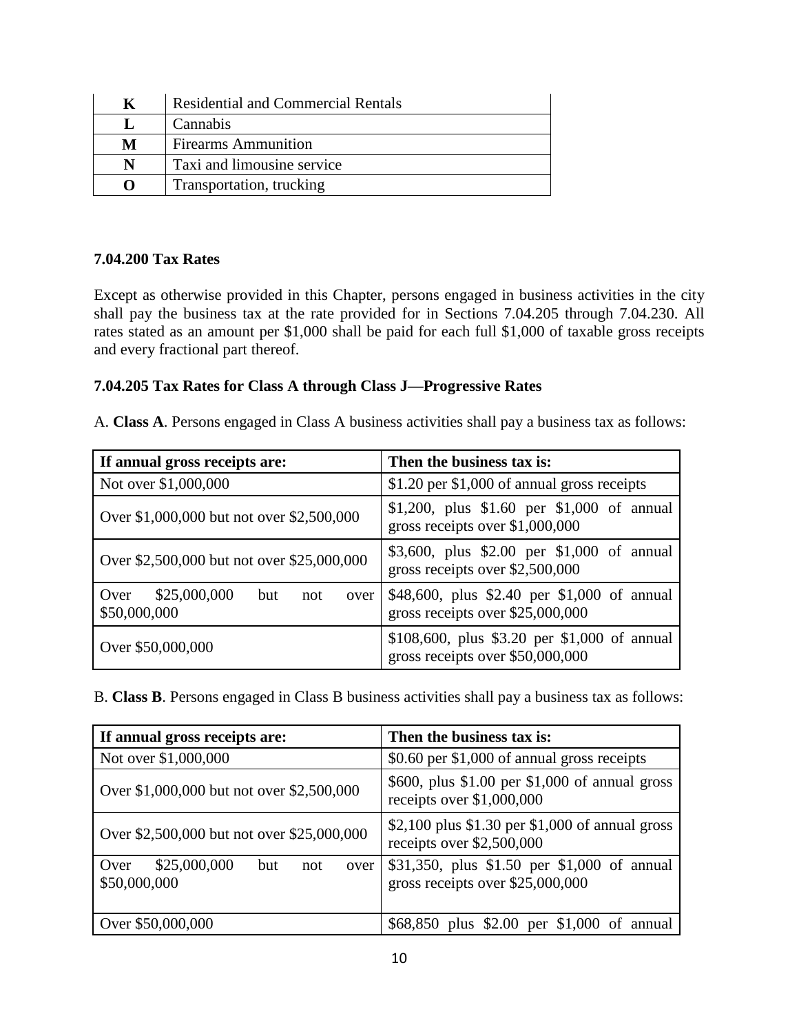| K | Residential and Commercial Rentals |
|---|---|
| L | Cannabis |
| M | Firearms Ammunition |
| N | Taxi and limousine service |
| O | Transportation, trucking |

**7.04.200 Tax Rates**

Except as otherwise provided in this Chapter, persons engaged in business activities in the city shall pay the business tax at the rate provided for in Sections 7.04.205 through 7.04.230. All rates stated as an amount per $1,000 shall be paid for each full $1,000 of taxable gross receipts and every fractional part thereof.

**7.04.205 Tax Rates for Class A through Class J—Progressive Rates**

A. **Class A**. Persons engaged in Class A business activities shall pay a business tax as follows:

| If annual gross receipts are: | Then the business tax is: |
|---|---|
| Not over $1,000,000 | $1.20 per $1,000 of annual gross receipts |
| Over $1,000,000 but not over $2,500,000 | $1,200, plus $1.60 per $1,000 of annual gross receipts over $1,000,000 |
| Over $2,500,000 but not over $25,000,000 | $3,600, plus $2.00 per $1,000 of annual gross receipts over $2,500,000 |
| Over $25,000,000 but not over $50,000,000 | $48,600, plus $2.40 per $1,000 of annual gross receipts over $25,000,000 |
| Over $50,000,000 | $108,600, plus $3.20 per $1,000 of annual gross receipts over $50,000,000 |

B. **Class B**. Persons engaged in Class B business activities shall pay a business tax as follows:

| If annual gross receipts are: | Then the business tax is: |
|---|---|
| Not over $1,000,000 | $0.60 per $1,000 of annual gross receipts |
| Over $1,000,000 but not over $2,500,000 | $600, plus $1.00 per $1,000 of annual gross receipts over $1,000,000 |
| Over $2,500,000 but not over $25,000,000 | $2,100 plus $1.30 per $1,000 of annual gross receipts over $2,500,000 |
| Over $25,000,000 but not over $50,000,000 | $31,350, plus $1.50 per $1,000 of annual gross receipts over $25,000,000 |
| Over $50,000,000 | $68,850 plus $2.00 per $1,000 of annual |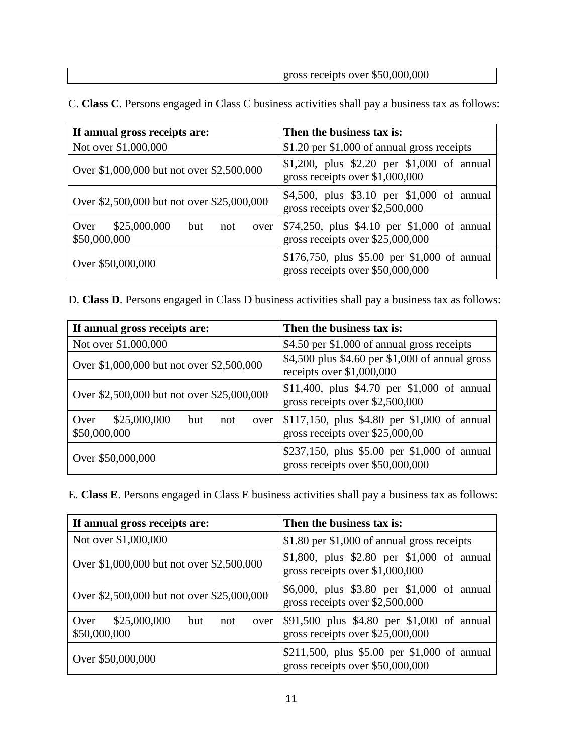| | gross receipts over $50,000,000 |
|---|---|

C. **Class C**. Persons engaged in Class C business activities shall pay a business tax as follows:

| If annual gross receipts are: | Then the business tax is: |
|---|---|
| Not over $1,000,000 | $1.20 per $1,000 of annual gross receipts |
| Over $1,000,000 but not over $2,500,000 | $1,200, plus $2.20 per $1,000 of annual gross receipts over $1,000,000 |
| Over $2,500,000 but not over $25,000,000 | $4,500, plus $3.10 per $1,000 of annual gross receipts over $2,500,000 |
| Over $25,000,000 but not over $50,000,000 | $74,250, plus $4.10 per $1,000 of annual gross receipts over $25,000,000 |
| Over $50,000,000 | $176,750, plus $5.00 per $1,000 of annual gross receipts over $50,000,000 |

D. **Class D**. Persons engaged in Class D business activities shall pay a business tax as follows:

| If annual gross receipts are: | Then the business tax is: |
|---|---|
| Not over $1,000,000 | $4.50 per $1,000 of annual gross receipts |
| Over $1,000,000 but not over $2,500,000 | $4,500 plus $4.60 per $1,000 of annual gross receipts over $1,000,000 |
| Over $2,500,000 but not over $25,000,000 | $11,400, plus $4.70 per $1,000 of annual gross receipts over $2,500,000 |
| Over $25,000,000 but not over $50,000,000 | $117,150, plus $4.80 per $1,000 of annual gross receipts over $25,000,00 |
| Over $50,000,000 | $237,150, plus $5.00 per $1,000 of annual gross receipts over $50,000,000 |

E. **Class E**. Persons engaged in Class E business activities shall pay a business tax as follows:

| If annual gross receipts are: | Then the business tax is: |
|---|---|
| Not over $1,000,000 | $1.80 per $1,000 of annual gross receipts |
| Over $1,000,000 but not over $2,500,000 | $1,800, plus $2.80 per $1,000 of annual gross receipts over $1,000,000 |
| Over $2,500,000 but not over $25,000,000 | $6,000, plus $3.80 per $1,000 of annual gross receipts over $2,500,000 |
| Over $25,000,000 but not over $50,000,000 | $91,500 plus $4.80 per $1,000 of annual gross receipts over $25,000,000 |
| Over $50,000,000 | $211,500, plus $5.00 per $1,000 of annual gross receipts over $50,000,000 |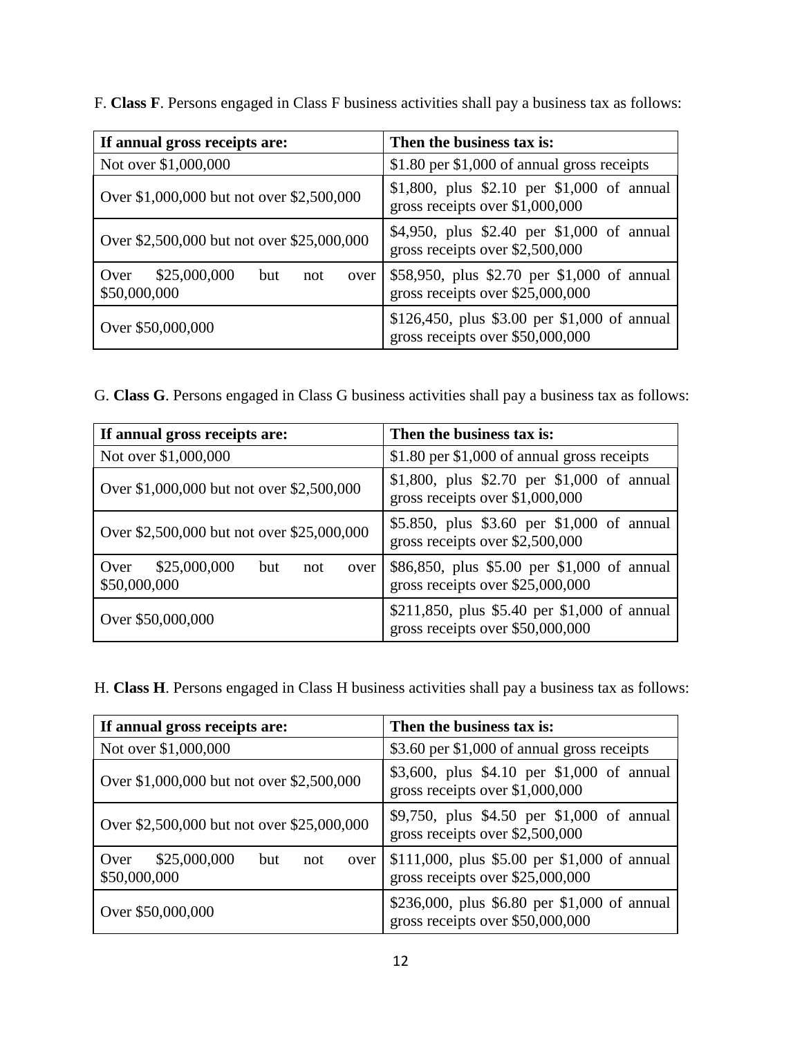F. **Class F**. Persons engaged in Class F business activities shall pay a business tax as follows:

| If annual gross receipts are: | Then the business tax is: |
|---|---|
| Not over $1,000,000 | $1.80 per $1,000 of annual gross receipts |
| Over $1,000,000 but not over $2,500,000 | $1,800, plus $2.10 per $1,000 of annual gross receipts over $1,000,000 |
| Over $2,500,000 but not over $25,000,000 | $4,950, plus $2.40 per $1,000 of annual gross receipts over $2,500,000 |
| Over $25,000,000 but not over $50,000,000 | $58,950, plus $2.70 per $1,000 of annual gross receipts over $25,000,000 |
| Over $50,000,000 | $126,450, plus $3.00 per $1,000 of annual gross receipts over $50,000,000 |

G. **Class G**. Persons engaged in Class G business activities shall pay a business tax as follows:

| If annual gross receipts are: | Then the business tax is: |
|---|---|
| Not over $1,000,000 | $1.80 per $1,000 of annual gross receipts |
| Over $1,000,000 but not over $2,500,000 | $1,800, plus $2.70 per $1,000 of annual gross receipts over $1,000,000 |
| Over $2,500,000 but not over $25,000,000 | $5.850, plus $3.60 per $1,000 of annual gross receipts over $2,500,000 |
| Over $25,000,000 but not over $50,000,000 | $86,850, plus $5.00 per $1,000 of annual gross receipts over $25,000,000 |
| Over $50,000,000 | $211,850, plus $5.40 per $1,000 of annual gross receipts over $50,000,000 |

H. **Class H**. Persons engaged in Class H business activities shall pay a business tax as follows:

| If annual gross receipts are: | Then the business tax is: |
|---|---|
| Not over $1,000,000 | $3.60 per $1,000 of annual gross receipts |
| Over $1,000,000 but not over $2,500,000 | $3,600, plus $4.10 per $1,000 of annual gross receipts over $1,000,000 |
| Over $2,500,000 but not over $25,000,000 | $9,750, plus $4.50 per $1,000 of annual gross receipts over $2,500,000 |
| Over $25,000,000 but not over $50,000,000 | $111,000, plus $5.00 per $1,000 of annual gross receipts over $25,000,000 |
| Over $50,000,000 | $236,000, plus $6.80 per $1,000 of annual gross receipts over $50,000,000 |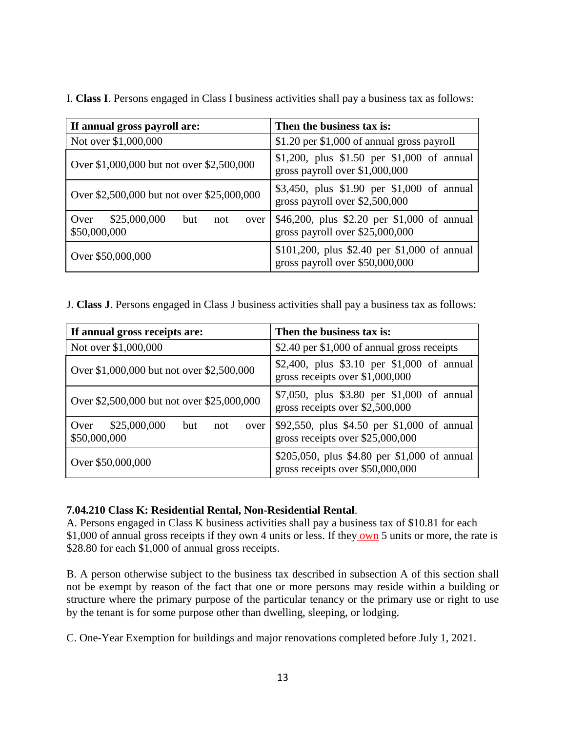I. **Class I**. Persons engaged in Class I business activities shall pay a business tax as follows:

| If annual gross payroll are: | Then the business tax is: |
|---|---|
| Not over $1,000,000 | $1.20 per $1,000 of annual gross payroll |
| Over $1,000,000 but not over $2,500,000 | $1,200, plus $1.50 per $1,000 of annual gross payroll over $1,000,000 |
| Over $2,500,000 but not over $25,000,000 | $3,450, plus $1.90 per $1,000 of annual gross payroll over $2,500,000 |
| Over $25,000,000 but not over $50,000,000 | $46,200, plus $2.20 per $1,000 of annual gross payroll over $25,000,000 |
| Over $50,000,000 | $101,200, plus $2.40 per $1,000 of annual gross payroll over $50,000,000 |

J. **Class J**. Persons engaged in Class J business activities shall pay a business tax as follows:

| If annual gross receipts are: | Then the business tax is: |
|---|---|
| Not over $1,000,000 | $2.40 per $1,000 of annual gross receipts |
| Over $1,000,000 but not over $2,500,000 | $2,400, plus $3.10 per $1,000 of annual gross receipts over $1,000,000 |
| Over $2,500,000 but not over $25,000,000 | $7,050, plus $3.80 per $1,000 of annual gross receipts over $2,500,000 |
| Over $25,000,000 but not over $50,000,000 | $92,550, plus $4.50 per $1,000 of annual gross receipts over $25,000,000 |
| Over $50,000,000 | $205,050, plus $4.80 per $1,000 of annual gross receipts over $50,000,000 |

**7.04.210 Class K: Residential Rental, Non-Residential Rental**.

A. Persons engaged in Class K business activities shall pay a business tax of $10.81 for each $1,000 of annual gross receipts if they own 4 units or less. If they own 5 units or more, the rate is $28.80 for each $1,000 of annual gross receipts.

B. A person otherwise subject to the business tax described in subsection A of this section shall not be exempt by reason of the fact that one or more persons may reside within a building or structure where the primary purpose of the particular tenancy or the primary use or right to use by the tenant is for some purpose other than dwelling, sleeping, or lodging.

C. One-Year Exemption for buildings and major renovations completed before July 1, 2021.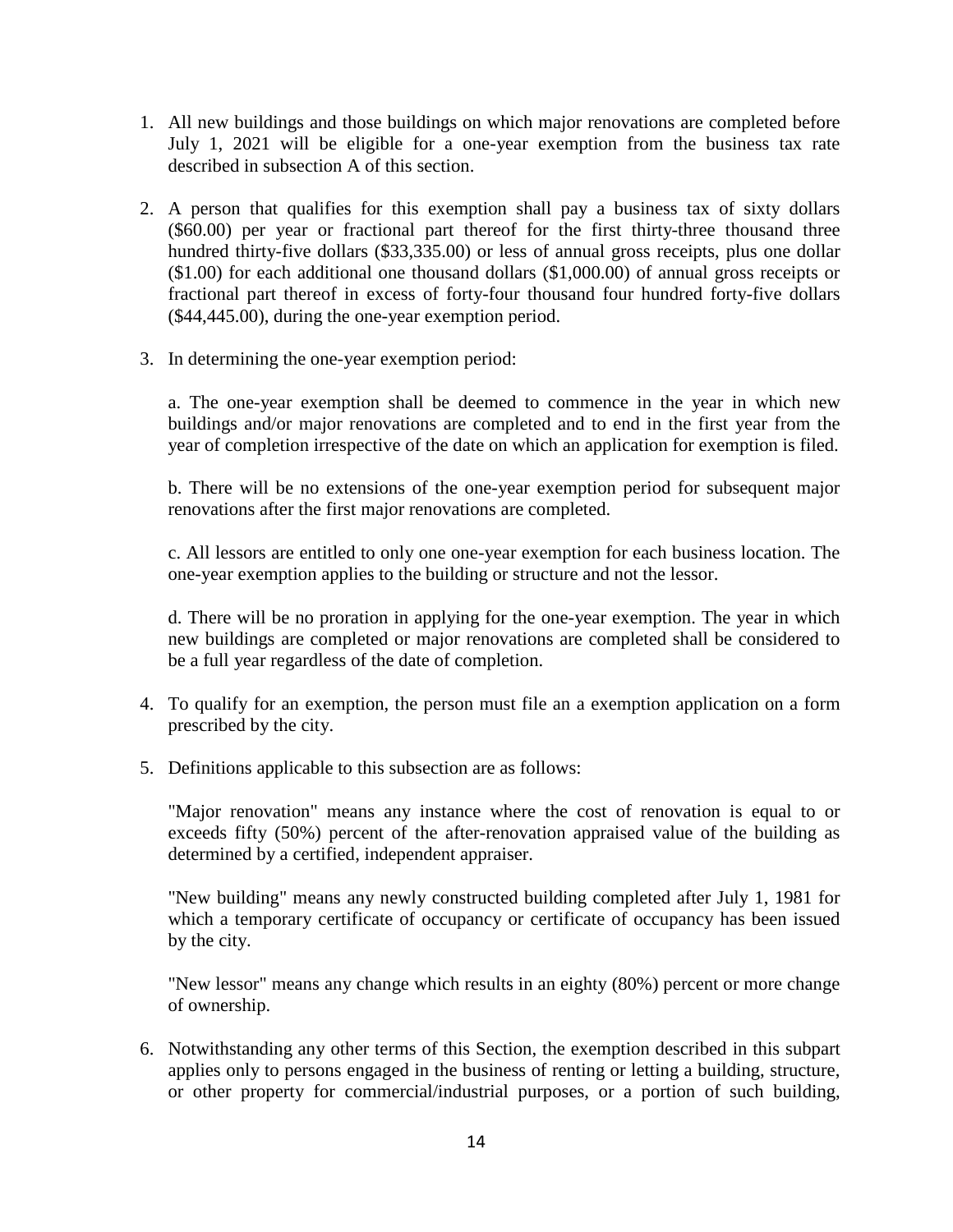1. All new buildings and those buildings on which major renovations are completed before July 1, 2021 will be eligible for a one-year exemption from the business tax rate described in subsection A of this section.

2. A person that qualifies for this exemption shall pay a business tax of sixty dollars ($60.00) per year or fractional part thereof for the first thirty-three thousand three hundred thirty-five dollars ($33,335.00) or less of annual gross receipts, plus one dollar ($1.00) for each additional one thousand dollars ($1,000.00) of annual gross receipts or fractional part thereof in excess of forty-four thousand four hundred forty-five dollars ($44,445.00), during the one-year exemption period.

3. In determining the one-year exemption period:

   a. The one-year exemption shall be deemed to commence in the year in which new buildings and/or major renovations are completed and to end in the first year from the year of completion irrespective of the date on which an application for exemption is filed.

   b. There will be no extensions of the one-year exemption period for subsequent major renovations after the first major renovations are completed.

   c. All lessors are entitled to only one one-year exemption for each business location. The one-year exemption applies to the building or structure and not the lessor.

   d. There will be no proration in applying for the one-year exemption. The year in which new buildings are completed or major renovations are completed shall be considered to be a full year regardless of the date of completion.

4. To qualify for an exemption, the person must file an a exemption application on a form prescribed by the city.

5. Definitions applicable to this subsection are as follows:

   "Major renovation" means any instance where the cost of renovation is equal to or exceeds fifty (50%) percent of the after-renovation appraised value of the building as determined by a certified, independent appraiser.

   "New building" means any newly constructed building completed after July 1, 1981 for which a temporary certificate of occupancy or certificate of occupancy has been issued by the city.

   "New lessor" means any change which results in an eighty (80%) percent or more change of ownership.

6. Notwithstanding any other terms of this Section, the exemption described in this subpart applies only to persons engaged in the business of renting or letting a building, structure, or other property for commercial/industrial purposes, or a portion of such building,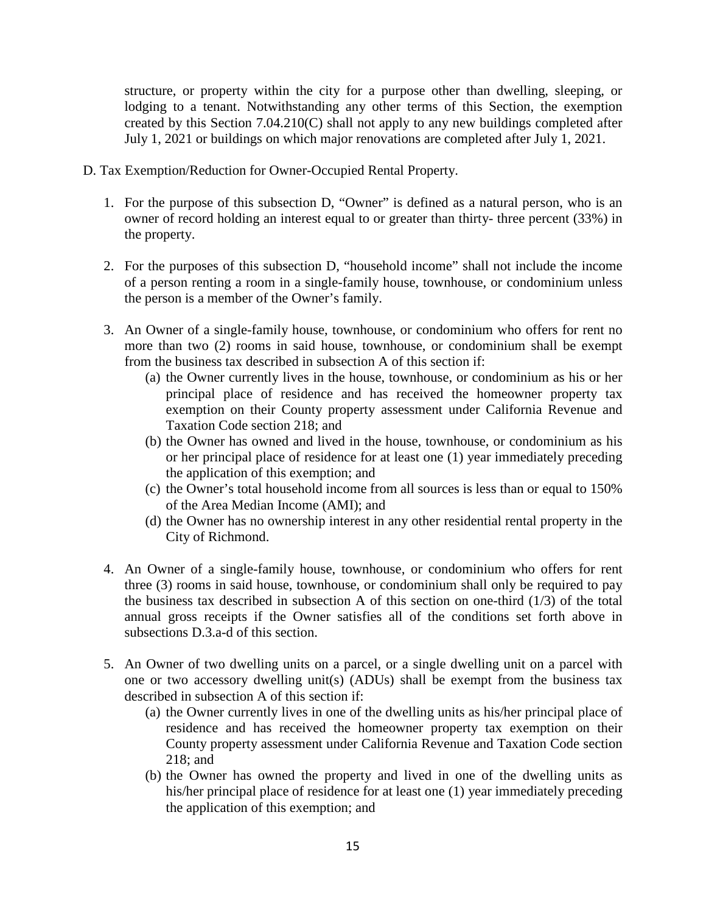structure, or property within the city for a purpose other than dwelling, sleeping, or lodging to a tenant. Notwithstanding any other terms of this Section, the exemption created by this Section 7.04.210(C) shall not apply to any new buildings completed after July 1, 2021 or buildings on which major renovations are completed after July 1, 2021.

D. Tax Exemption/Reduction for Owner-Occupied Rental Property.

1. For the purpose of this subsection D, "Owner" is defined as a natural person, who is an owner of record holding an interest equal to or greater than thirty- three percent (33%) in the property.

2. For the purposes of this subsection D, "household income" shall not include the income of a person renting a room in a single-family house, townhouse, or condominium unless the person is a member of the Owner's family.

3. An Owner of a single-family house, townhouse, or condominium who offers for rent no more than two (2) rooms in said house, townhouse, or condominium shall be exempt from the business tax described in subsection A of this section if:
   (a) the Owner currently lives in the house, townhouse, or condominium as his or her principal place of residence and has received the homeowner property tax exemption on their County property assessment under California Revenue and Taxation Code section 218; and
   (b) the Owner has owned and lived in the house, townhouse, or condominium as his or her principal place of residence for at least one (1) year immediately preceding the application of this exemption; and
   (c) the Owner's total household income from all sources is less than or equal to 150% of the Area Median Income (AMI); and
   (d) the Owner has no ownership interest in any other residential rental property in the City of Richmond.

4. An Owner of a single-family house, townhouse, or condominium who offers for rent three (3) rooms in said house, townhouse, or condominium shall only be required to pay the business tax described in subsection A of this section on one-third (1/3) of the total annual gross receipts if the Owner satisfies all of the conditions set forth above in subsections D.3.a-d of this section.

5. An Owner of two dwelling units on a parcel, or a single dwelling unit on a parcel with one or two accessory dwelling unit(s) (ADUs) shall be exempt from the business tax described in subsection A of this section if:
   (a) the Owner currently lives in one of the dwelling units as his/her principal place of residence and has received the homeowner property tax exemption on their County property assessment under California Revenue and Taxation Code section 218; and
   (b) the Owner has owned the property and lived in one of the dwelling units as his/her principal place of residence for at least one (1) year immediately preceding the application of this exemption; and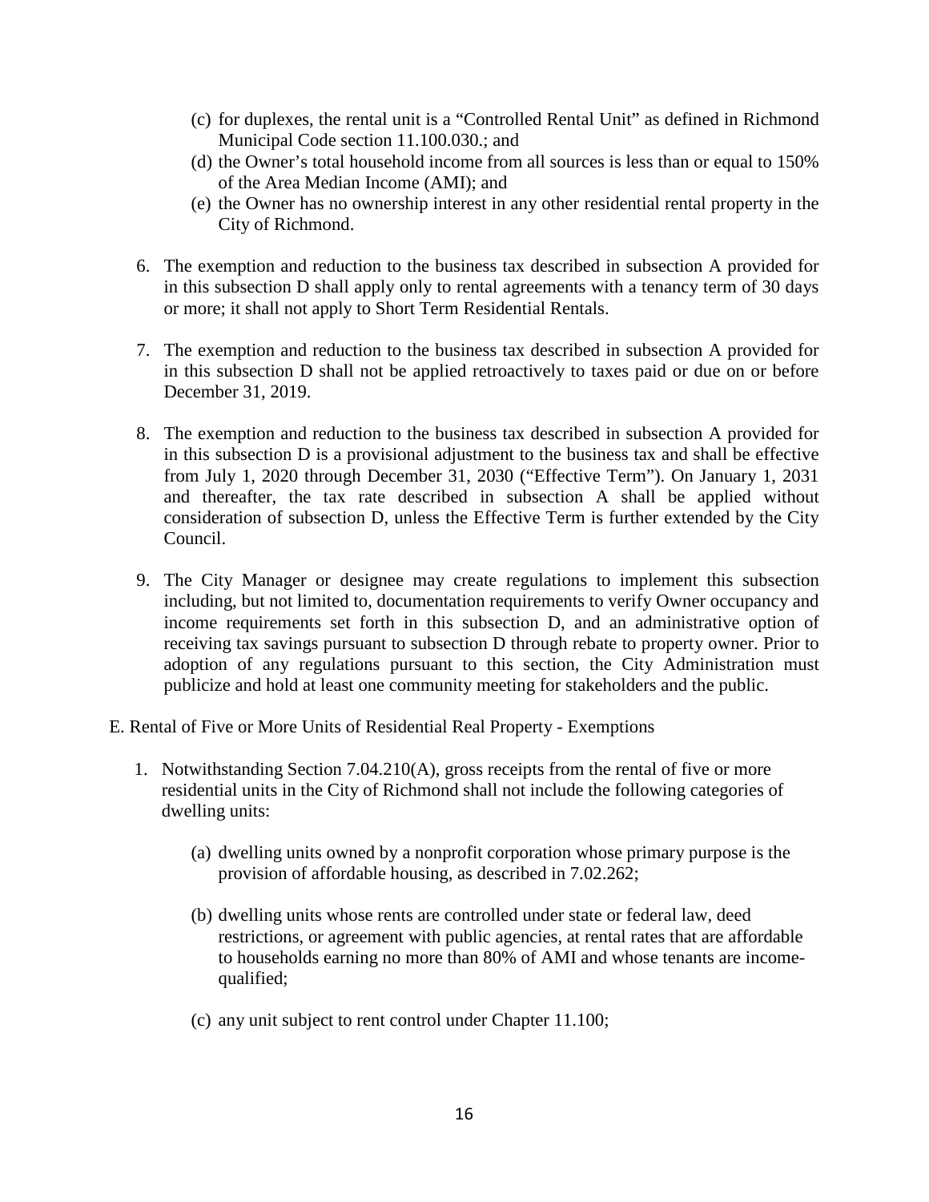(c) for duplexes, the rental unit is a "Controlled Rental Unit" as defined in Richmond Municipal Code section 11.100.030.; and

(d) the Owner's total household income from all sources is less than or equal to 150% of the Area Median Income (AMI); and

(e) the Owner has no ownership interest in any other residential rental property in the City of Richmond.

6. The exemption and reduction to the business tax described in subsection A provided for in this subsection D shall apply only to rental agreements with a tenancy term of 30 days or more; it shall not apply to Short Term Residential Rentals.

7. The exemption and reduction to the business tax described in subsection A provided for in this subsection D shall not be applied retroactively to taxes paid or due on or before December 31, 2019.

8. The exemption and reduction to the business tax described in subsection A provided for in this subsection D is a provisional adjustment to the business tax and shall be effective from July 1, 2020 through December 31, 2030 ("Effective Term"). On January 1, 2031 and thereafter, the tax rate described in subsection A shall be applied without consideration of subsection D, unless the Effective Term is further extended by the City Council.

9. The City Manager or designee may create regulations to implement this subsection including, but not limited to, documentation requirements to verify Owner occupancy and income requirements set forth in this subsection D, and an administrative option of receiving tax savings pursuant to subsection D through rebate to property owner. Prior to adoption of any regulations pursuant to this section, the City Administration must publicize and hold at least one community meeting for stakeholders and the public.

E. Rental of Five or More Units of Residential Real Property - Exemptions

1. Notwithstanding Section 7.04.210(A), gross receipts from the rental of five or more residential units in the City of Richmond shall not include the following categories of dwelling units:

   (a) dwelling units owned by a nonprofit corporation whose primary purpose is the provision of affordable housing, as described in 7.02.262;

   (b) dwelling units whose rents are controlled under state or federal law, deed restrictions, or agreement with public agencies, at rental rates that are affordable to households earning no more than 80% of AMI and whose tenants are income-qualified;

   (c) any unit subject to rent control under Chapter 11.100;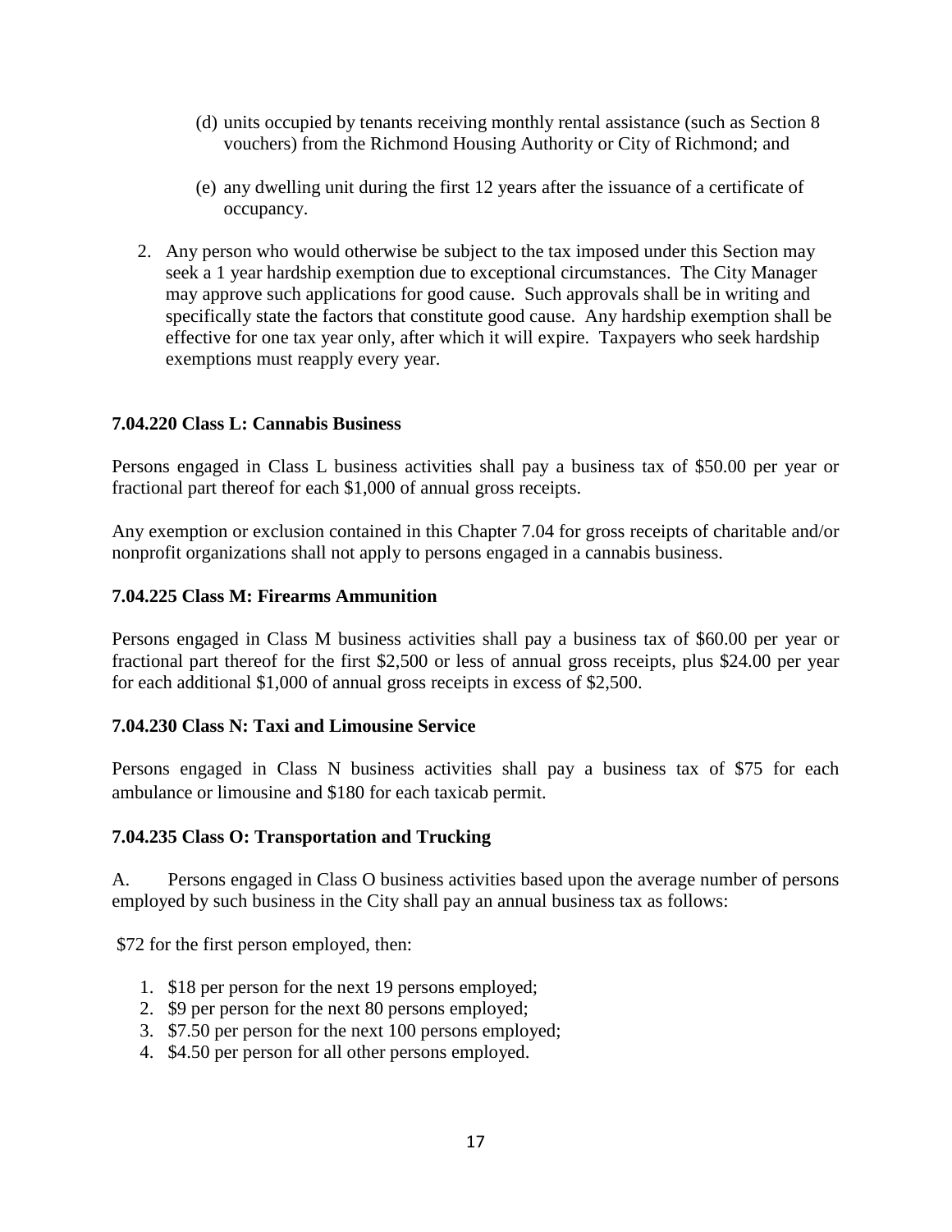(d) units occupied by tenants receiving monthly rental assistance (such as Section 8 vouchers) from the Richmond Housing Authority or City of Richmond; and

(e) any dwelling unit during the first 12 years after the issuance of a certificate of occupancy.

2. Any person who would otherwise be subject to the tax imposed under this Section may seek a 1 year hardship exemption due to exceptional circumstances. The City Manager may approve such applications for good cause. Such approvals shall be in writing and specifically state the factors that constitute good cause. Any hardship exemption shall be effective for one tax year only, after which it will expire. Taxpayers who seek hardship exemptions must reapply every year.

**7.04.220 Class L: Cannabis Business**

Persons engaged in Class L business activities shall pay a business tax of $50.00 per year or fractional part thereof for each $1,000 of annual gross receipts.

Any exemption or exclusion contained in this Chapter 7.04 for gross receipts of charitable and/or nonprofit organizations shall not apply to persons engaged in a cannabis business.

**7.04.225 Class M: Firearms Ammunition**

Persons engaged in Class M business activities shall pay a business tax of $60.00 per year or fractional part thereof for the first $2,500 or less of annual gross receipts, plus $24.00 per year for each additional $1,000 of annual gross receipts in excess of $2,500.

**7.04.230 Class N: Taxi and Limousine Service**

Persons engaged in Class N business activities shall pay a business tax of $75 for each ambulance or limousine and $180 for each taxicab permit.

**7.04.235 Class O: Transportation and Trucking**

A. Persons engaged in Class O business activities based upon the average number of persons employed by such business in the City shall pay an annual business tax as follows:

$72 for the first person employed, then:

1. $18 per person for the next 19 persons employed;
2. $9 per person for the next 80 persons employed;
3. $7.50 per person for the next 100 persons employed;
4. $4.50 per person for all other persons employed.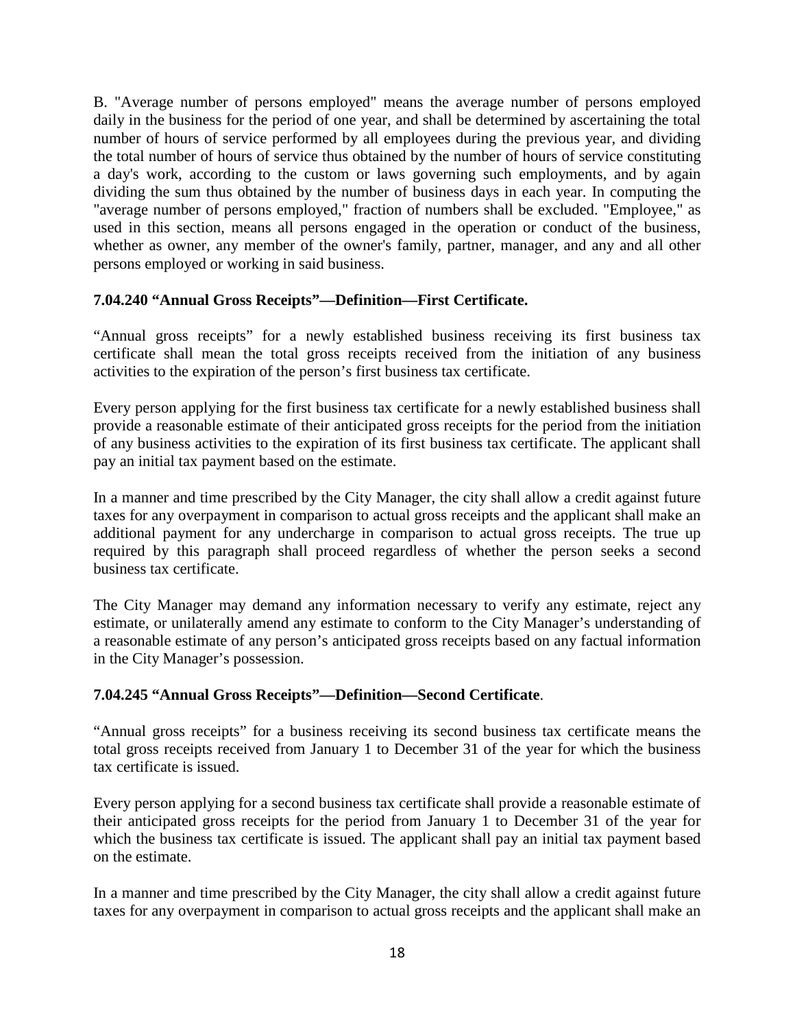B. "Average number of persons employed" means the average number of persons employed daily in the business for the period of one year, and shall be determined by ascertaining the total number of hours of service performed by all employees during the previous year, and dividing the total number of hours of service thus obtained by the number of hours of service constituting a day's work, according to the custom or laws governing such employments, and by again dividing the sum thus obtained by the number of business days in each year. In computing the "average number of persons employed," fraction of numbers shall be excluded. "Employee," as used in this section, means all persons engaged in the operation or conduct of the business, whether as owner, any member of the owner's family, partner, manager, and any and all other persons employed or working in said business.

### 7.04.240 "Annual Gross Receipts"—Definition—First Certificate.

"Annual gross receipts" for a newly established business receiving its first business tax certificate shall mean the total gross receipts received from the initiation of any business activities to the expiration of the person's first business tax certificate.

Every person applying for the first business tax certificate for a newly established business shall provide a reasonable estimate of their anticipated gross receipts for the period from the initiation of any business activities to the expiration of its first business tax certificate. The applicant shall pay an initial tax payment based on the estimate.

In a manner and time prescribed by the City Manager, the city shall allow a credit against future taxes for any overpayment in comparison to actual gross receipts and the applicant shall make an additional payment for any undercharge in comparison to actual gross receipts. The true up required by this paragraph shall proceed regardless of whether the person seeks a second business tax certificate.

The City Manager may demand any information necessary to verify any estimate, reject any estimate, or unilaterally amend any estimate to conform to the City Manager's understanding of a reasonable estimate of any person's anticipated gross receipts based on any factual information in the City Manager's possession.

### 7.04.245 "Annual Gross Receipts"—Definition—Second Certificate.

"Annual gross receipts" for a business receiving its second business tax certificate means the total gross receipts received from January 1 to December 31 of the year for which the business tax certificate is issued.

Every person applying for a second business tax certificate shall provide a reasonable estimate of their anticipated gross receipts for the period from January 1 to December 31 of the year for which the business tax certificate is issued. The applicant shall pay an initial tax payment based on the estimate.

In a manner and time prescribed by the City Manager, the city shall allow a credit against future taxes for any overpayment in comparison to actual gross receipts and the applicant shall make an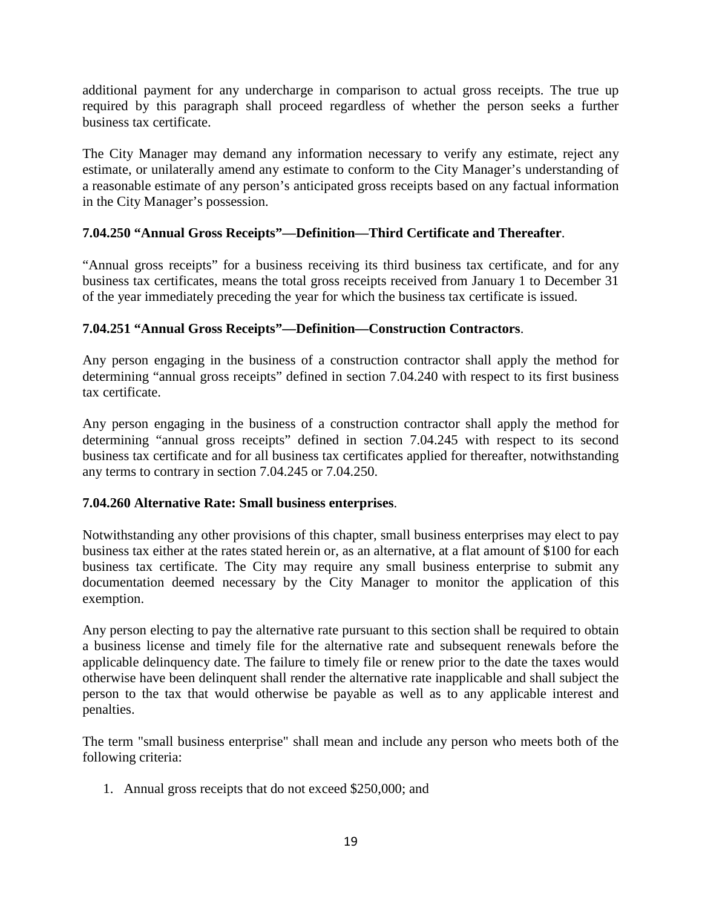additional payment for any undercharge in comparison to actual gross receipts. The true up required by this paragraph shall proceed regardless of whether the person seeks a further business tax certificate.

The City Manager may demand any information necessary to verify any estimate, reject any estimate, or unilaterally amend any estimate to conform to the City Manager's understanding of a reasonable estimate of any person's anticipated gross receipts based on any factual information in the City Manager's possession.

**7.04.250 "Annual Gross Receipts"—Definition—Third Certificate and Thereafter**.

"Annual gross receipts" for a business receiving its third business tax certificate, and for any business tax certificates, means the total gross receipts received from January 1 to December 31 of the year immediately preceding the year for which the business tax certificate is issued.

**7.04.251 "Annual Gross Receipts"—Definition—Construction Contractors**.

Any person engaging in the business of a construction contractor shall apply the method for determining "annual gross receipts" defined in section 7.04.240 with respect to its first business tax certificate.

Any person engaging in the business of a construction contractor shall apply the method for determining "annual gross receipts" defined in section 7.04.245 with respect to its second business tax certificate and for all business tax certificates applied for thereafter, notwithstanding any terms to contrary in section 7.04.245 or 7.04.250.

**7.04.260 Alternative Rate: Small business enterprises**.

Notwithstanding any other provisions of this chapter, small business enterprises may elect to pay business tax either at the rates stated herein or, as an alternative, at a flat amount of $100 for each business tax certificate. The City may require any small business enterprise to submit any documentation deemed necessary by the City Manager to monitor the application of this exemption.

Any person electing to pay the alternative rate pursuant to this section shall be required to obtain a business license and timely file for the alternative rate and subsequent renewals before the applicable delinquency date. The failure to timely file or renew prior to the date the taxes would otherwise have been delinquent shall render the alternative rate inapplicable and shall subject the person to the tax that would otherwise be payable as well as to any applicable interest and penalties.

The term "small business enterprise" shall mean and include any person who meets both of the following criteria:

1. Annual gross receipts that do not exceed $250,000; and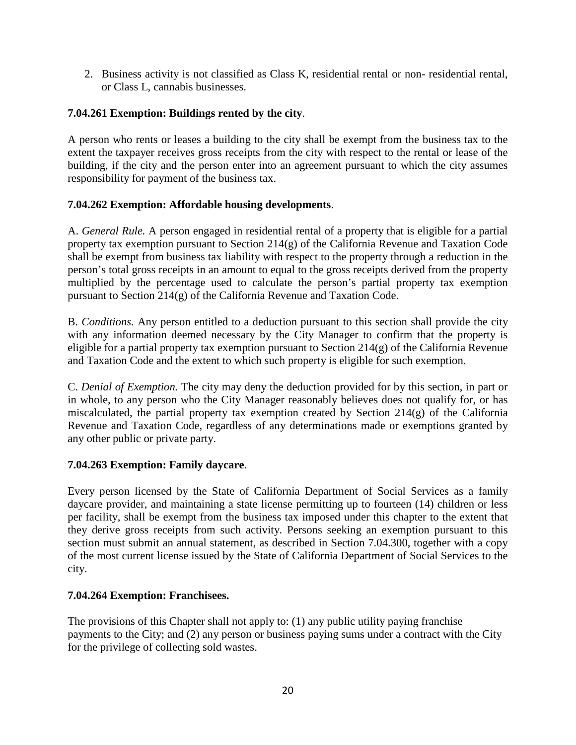2. Business activity is not classified as Class K, residential rental or non- residential rental, or Class L, cannabis businesses.

**7.04.261 Exemption: Buildings rented by the city**.

A person who rents or leases a building to the city shall be exempt from the business tax to the extent the taxpayer receives gross receipts from the city with respect to the rental or lease of the building, if the city and the person enter into an agreement pursuant to which the city assumes responsibility for payment of the business tax.

**7.04.262 Exemption: Affordable housing developments**.

A. *General Rule.* A person engaged in residential rental of a property that is eligible for a partial property tax exemption pursuant to Section 214(g) of the California Revenue and Taxation Code shall be exempt from business tax liability with respect to the property through a reduction in the person's total gross receipts in an amount to equal to the gross receipts derived from the property multiplied by the percentage used to calculate the person's partial property tax exemption pursuant to Section 214(g) of the California Revenue and Taxation Code.

B. *Conditions.* Any person entitled to a deduction pursuant to this section shall provide the city with any information deemed necessary by the City Manager to confirm that the property is eligible for a partial property tax exemption pursuant to Section 214(g) of the California Revenue and Taxation Code and the extent to which such property is eligible for such exemption.

C. *Denial of Exemption.* The city may deny the deduction provided for by this section, in part or in whole, to any person who the City Manager reasonably believes does not qualify for, or has miscalculated, the partial property tax exemption created by Section 214(g) of the California Revenue and Taxation Code, regardless of any determinations made or exemptions granted by any other public or private party.

**7.04.263 Exemption: Family daycare**.

Every person licensed by the State of California Department of Social Services as a family daycare provider, and maintaining a state license permitting up to fourteen (14) children or less per facility, shall be exempt from the business tax imposed under this chapter to the extent that they derive gross receipts from such activity. Persons seeking an exemption pursuant to this section must submit an annual statement, as described in Section 7.04.300, together with a copy of the most current license issued by the State of California Department of Social Services to the city.

**7.04.264 Exemption: Franchisees.**

The provisions of this Chapter shall not apply to: (1) any public utility paying franchise payments to the City; and (2) any person or business paying sums under a contract with the City for the privilege of collecting sold wastes.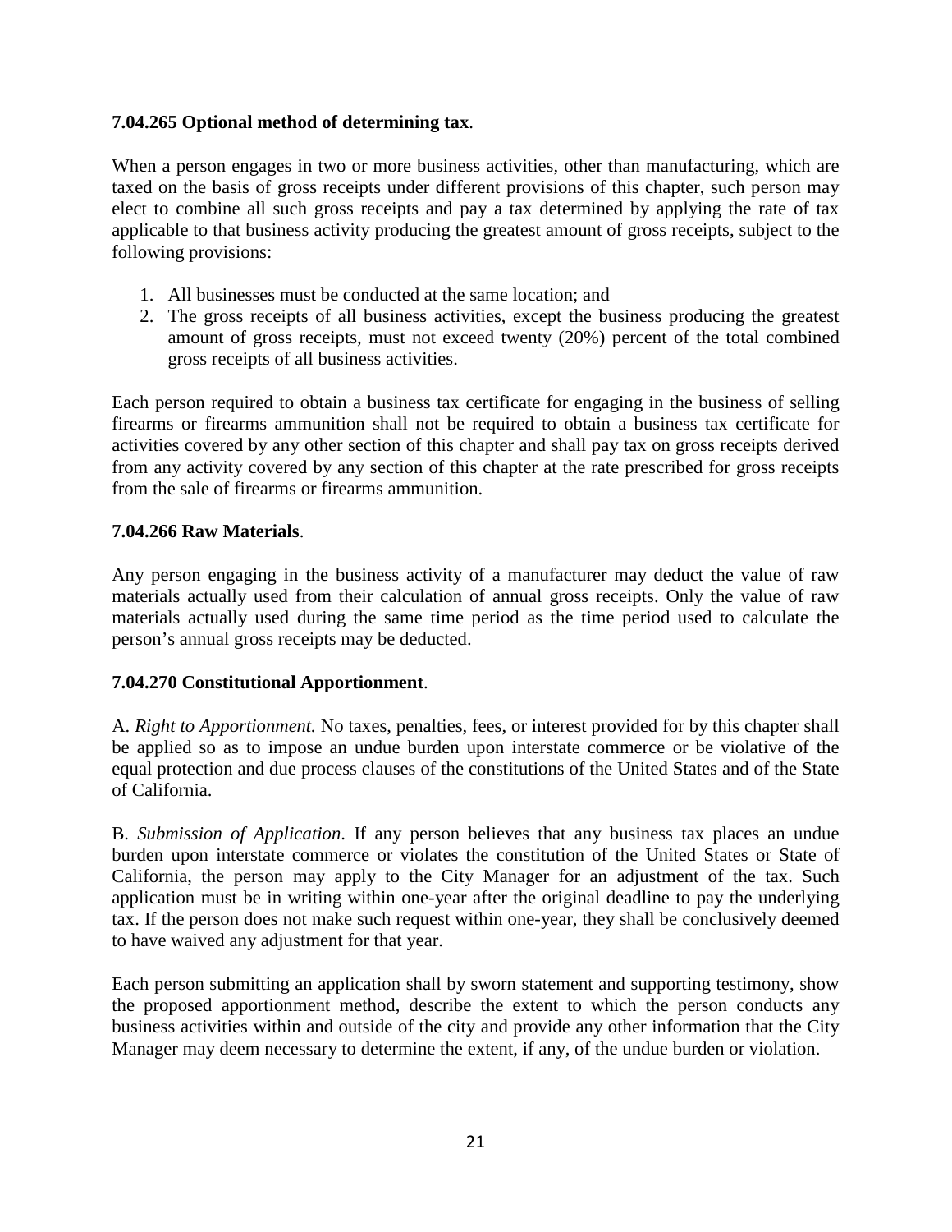**7.04.265 Optional method of determining tax**.

When a person engages in two or more business activities, other than manufacturing, which are taxed on the basis of gross receipts under different provisions of this chapter, such person may elect to combine all such gross receipts and pay a tax determined by applying the rate of tax applicable to that business activity producing the greatest amount of gross receipts, subject to the following provisions:

1. All businesses must be conducted at the same location; and
2. The gross receipts of all business activities, except the business producing the greatest amount of gross receipts, must not exceed twenty (20%) percent of the total combined gross receipts of all business activities.

Each person required to obtain a business tax certificate for engaging in the business of selling firearms or firearms ammunition shall not be required to obtain a business tax certificate for activities covered by any other section of this chapter and shall pay tax on gross receipts derived from any activity covered by any section of this chapter at the rate prescribed for gross receipts from the sale of firearms or firearms ammunition.

**7.04.266 Raw Materials**.

Any person engaging in the business activity of a manufacturer may deduct the value of raw materials actually used from their calculation of annual gross receipts. Only the value of raw materials actually used during the same time period as the time period used to calculate the person's annual gross receipts may be deducted.

**7.04.270 Constitutional Apportionment**.

A. *Right to Apportionment.* No taxes, penalties, fees, or interest provided for by this chapter shall be applied so as to impose an undue burden upon interstate commerce or be violative of the equal protection and due process clauses of the constitutions of the United States and of the State of California.

B. *Submission of Application*. If any person believes that any business tax places an undue burden upon interstate commerce or violates the constitution of the United States or State of California, the person may apply to the City Manager for an adjustment of the tax. Such application must be in writing within one-year after the original deadline to pay the underlying tax. If the person does not make such request within one-year, they shall be conclusively deemed to have waived any adjustment for that year.

Each person submitting an application shall by sworn statement and supporting testimony, show the proposed apportionment method, describe the extent to which the person conducts any business activities within and outside of the city and provide any other information that the City Manager may deem necessary to determine the extent, if any, of the undue burden or violation.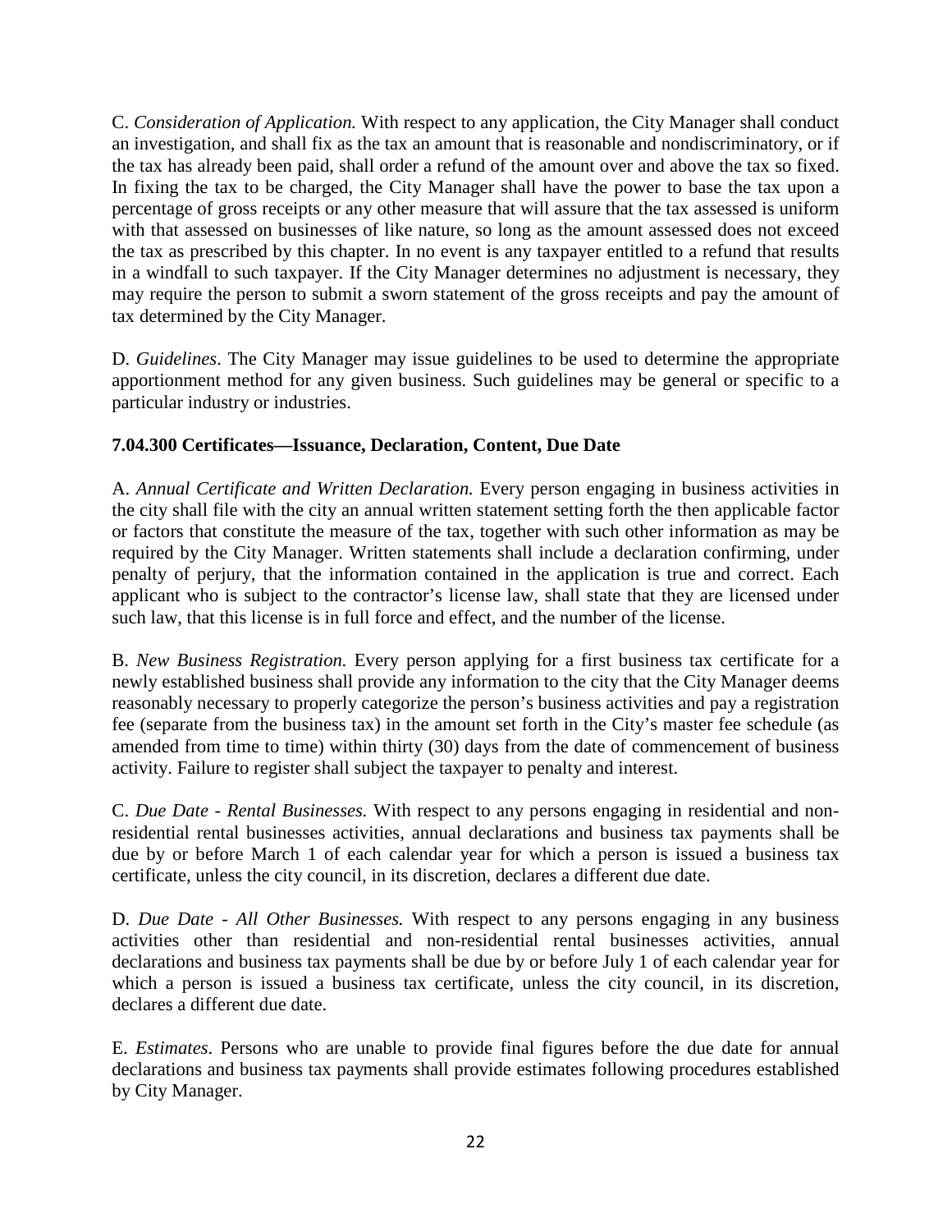C. *Consideration of Application.* With respect to any application, the City Manager shall conduct an investigation, and shall fix as the tax an amount that is reasonable and nondiscriminatory, or if the tax has already been paid, shall order a refund of the amount over and above the tax so fixed. In fixing the tax to be charged, the City Manager shall have the power to base the tax upon a percentage of gross receipts or any other measure that will assure that the tax assessed is uniform with that assessed on businesses of like nature, so long as the amount assessed does not exceed the tax as prescribed by this chapter. In no event is any taxpayer entitled to a refund that results in a windfall to such taxpayer. If the City Manager determines no adjustment is necessary, they may require the person to submit a sworn statement of the gross receipts and pay the amount of tax determined by the City Manager.

D. *Guidelines*. The City Manager may issue guidelines to be used to determine the appropriate apportionment method for any given business. Such guidelines may be general or specific to a particular industry or industries.

**7.04.300 Certificates—Issuance, Declaration, Content, Due Date**

A. *Annual Certificate and Written Declaration.* Every person engaging in business activities in the city shall file with the city an annual written statement setting forth the then applicable factor or factors that constitute the measure of the tax, together with such other information as may be required by the City Manager. Written statements shall include a declaration confirming, under penalty of perjury, that the information contained in the application is true and correct. Each applicant who is subject to the contractor's license law, shall state that they are licensed under such law, that this license is in full force and effect, and the number of the license.

B. *New Business Registration.* Every person applying for a first business tax certificate for a newly established business shall provide any information to the city that the City Manager deems reasonably necessary to properly categorize the person's business activities and pay a registration fee (separate from the business tax) in the amount set forth in the City's master fee schedule (as amended from time to time) within thirty (30) days from the date of commencement of business activity. Failure to register shall subject the taxpayer to penalty and interest.

C. *Due Date - Rental Businesses.* With respect to any persons engaging in residential and non-residential rental businesses activities, annual declarations and business tax payments shall be due by or before March 1 of each calendar year for which a person is issued a business tax certificate, unless the city council, in its discretion, declares a different due date.

D. *Due Date - All Other Businesses.* With respect to any persons engaging in any business activities other than residential and non-residential rental businesses activities, annual declarations and business tax payments shall be due by or before July 1 of each calendar year for which a person is issued a business tax certificate, unless the city council, in its discretion, declares a different due date.

E. *Estimates*. Persons who are unable to provide final figures before the due date for annual declarations and business tax payments shall provide estimates following procedures established by City Manager.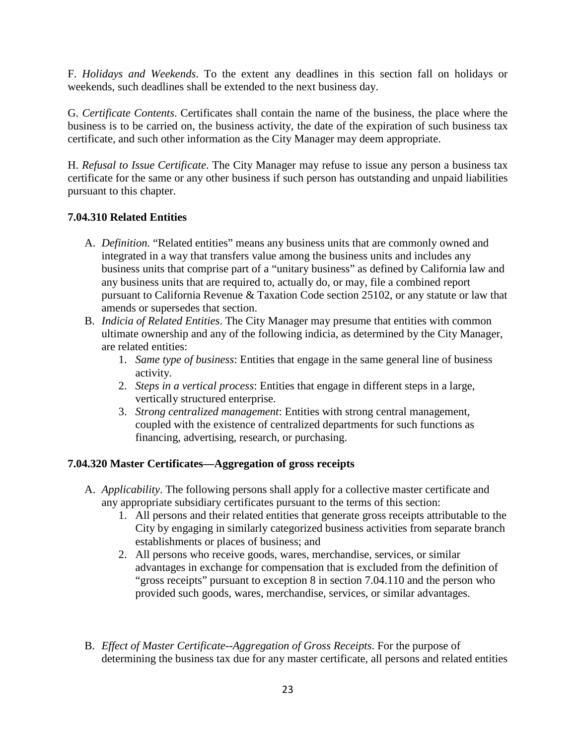F. *Holidays and Weekends*. To the extent any deadlines in this section fall on holidays or weekends, such deadlines shall be extended to the next business day.

G. *Certificate Contents*. Certificates shall contain the name of the business, the place where the business is to be carried on, the business activity, the date of the expiration of such business tax certificate, and such other information as the City Manager may deem appropriate.

H. *Refusal to Issue Certificate*. The City Manager may refuse to issue any person a business tax certificate for the same or any other business if such person has outstanding and unpaid liabilities pursuant to this chapter.

**7.04.310 Related Entities**

A. *Definition.* "Related entities" means any business units that are commonly owned and integrated in a way that transfers value among the business units and includes any business units that comprise part of a "unitary business" as defined by California law and any business units that are required to, actually do, or may, file a combined report pursuant to California Revenue & Taxation Code section 25102, or any statute or law that amends or supersedes that section.
B. *Indicia of Related Entities*. The City Manager may presume that entities with common ultimate ownership and any of the following indicia, as determined by the City Manager, are related entities:
    1. *Same type of business*: Entities that engage in the same general line of business activity.
    2. *Steps in a vertical process*: Entities that engage in different steps in a large, vertically structured enterprise.
    3. *Strong centralized management*: Entities with strong central management, coupled with the existence of centralized departments for such functions as financing, advertising, research, or purchasing.

**7.04.320 Master Certificates—Aggregation of gross receipts**

A. *Applicability*. The following persons shall apply for a collective master certificate and any appropriate subsidiary certificates pursuant to the terms of this section:
    1. All persons and their related entities that generate gross receipts attributable to the City by engaging in similarly categorized business activities from separate branch establishments or places of business; and
    2. All persons who receive goods, wares, merchandise, services, or similar advantages in exchange for compensation that is excluded from the definition of "gross receipts" pursuant to exception 8 in section 7.04.110 and the person who provided such goods, wares, merchandise, services, or similar advantages.

B. *Effect of Master Certificate--Aggregation of Gross Receipts*. For the purpose of determining the business tax due for any master certificate, all persons and related entities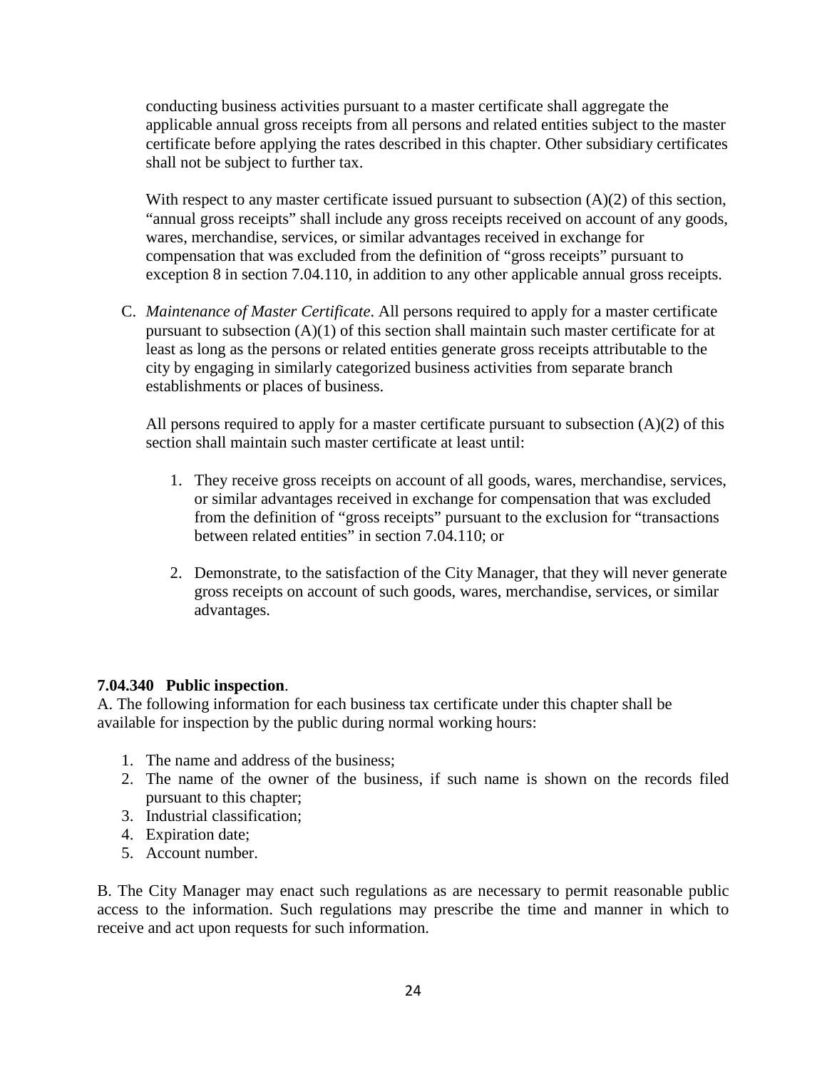conducting business activities pursuant to a master certificate shall aggregate the applicable annual gross receipts from all persons and related entities subject to the master certificate before applying the rates described in this chapter. Other subsidiary certificates shall not be subject to further tax.

With respect to any master certificate issued pursuant to subsection (A)(2) of this section, "annual gross receipts" shall include any gross receipts received on account of any goods, wares, merchandise, services, or similar advantages received in exchange for compensation that was excluded from the definition of "gross receipts" pursuant to exception 8 in section 7.04.110, in addition to any other applicable annual gross receipts.

C. *Maintenance of Master Certificate*. All persons required to apply for a master certificate pursuant to subsection (A)(1) of this section shall maintain such master certificate for at least as long as the persons or related entities generate gross receipts attributable to the city by engaging in similarly categorized business activities from separate branch establishments or places of business.

All persons required to apply for a master certificate pursuant to subsection (A)(2) of this section shall maintain such master certificate at least until:

1. They receive gross receipts on account of all goods, wares, merchandise, services, or similar advantages received in exchange for compensation that was excluded from the definition of "gross receipts" pursuant to the exclusion for "transactions between related entities" in section 7.04.110; or

2. Demonstrate, to the satisfaction of the City Manager, that they will never generate gross receipts on account of such goods, wares, merchandise, services, or similar advantages.

**7.04.340 Public inspection**.

A. The following information for each business tax certificate under this chapter shall be available for inspection by the public during normal working hours:

1. The name and address of the business;
2. The name of the owner of the business, if such name is shown on the records filed pursuant to this chapter;
3. Industrial classification;
4. Expiration date;
5. Account number.

B. The City Manager may enact such regulations as are necessary to permit reasonable public access to the information. Such regulations may prescribe the time and manner in which to receive and act upon requests for such information.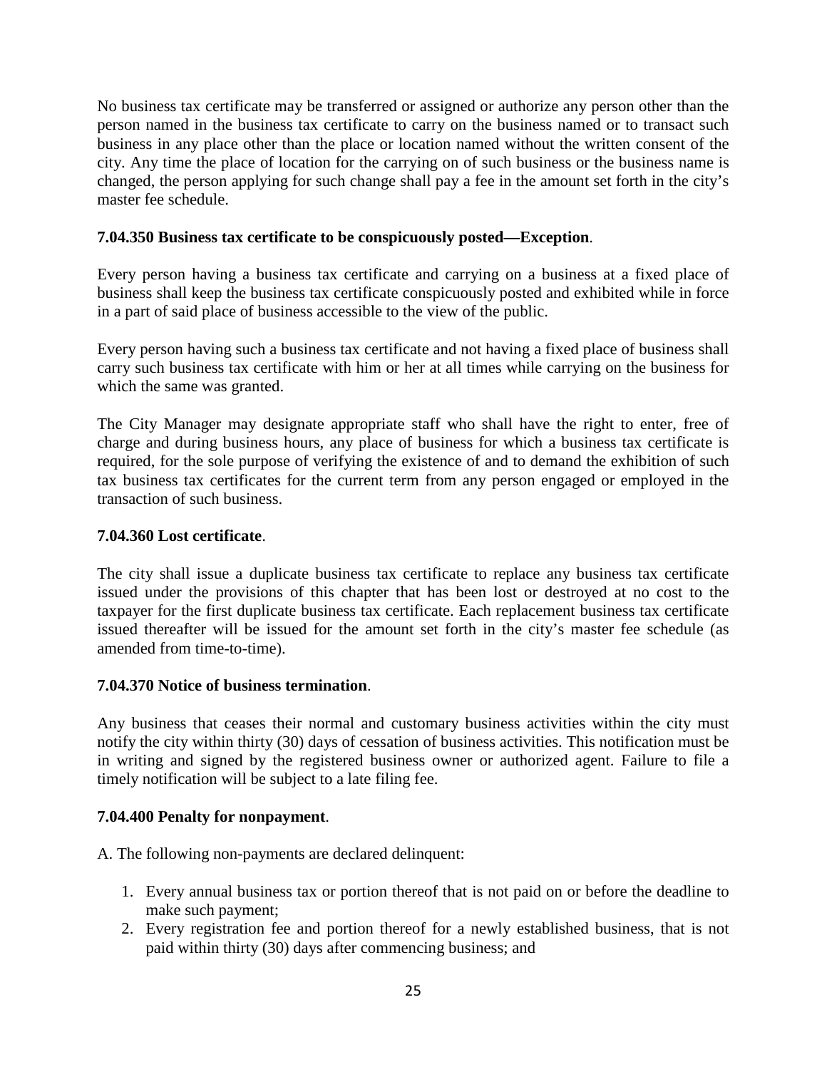No business tax certificate may be transferred or assigned or authorize any person other than the person named in the business tax certificate to carry on the business named or to transact such business in any place other than the place or location named without the written consent of the city. Any time the place of location for the carrying on of such business or the business name is changed, the person applying for such change shall pay a fee in the amount set forth in the city's master fee schedule.

**7.04.350 Business tax certificate to be conspicuously posted—Exception**.

Every person having a business tax certificate and carrying on a business at a fixed place of business shall keep the business tax certificate conspicuously posted and exhibited while in force in a part of said place of business accessible to the view of the public.

Every person having such a business tax certificate and not having a fixed place of business shall carry such business tax certificate with him or her at all times while carrying on the business for which the same was granted.

The City Manager may designate appropriate staff who shall have the right to enter, free of charge and during business hours, any place of business for which a business tax certificate is required, for the sole purpose of verifying the existence of and to demand the exhibition of such tax business tax certificates for the current term from any person engaged or employed in the transaction of such business.

**7.04.360 Lost certificate**.

The city shall issue a duplicate business tax certificate to replace any business tax certificate issued under the provisions of this chapter that has been lost or destroyed at no cost to the taxpayer for the first duplicate business tax certificate. Each replacement business tax certificate issued thereafter will be issued for the amount set forth in the city's master fee schedule (as amended from time-to-time).

**7.04.370 Notice of business termination**.

Any business that ceases their normal and customary business activities within the city must notify the city within thirty (30) days of cessation of business activities. This notification must be in writing and signed by the registered business owner or authorized agent. Failure to file a timely notification will be subject to a late filing fee.

**7.04.400 Penalty for nonpayment**.

A. The following non-payments are declared delinquent:

1. Every annual business tax or portion thereof that is not paid on or before the deadline to make such payment;
2. Every registration fee and portion thereof for a newly established business, that is not paid within thirty (30) days after commencing business; and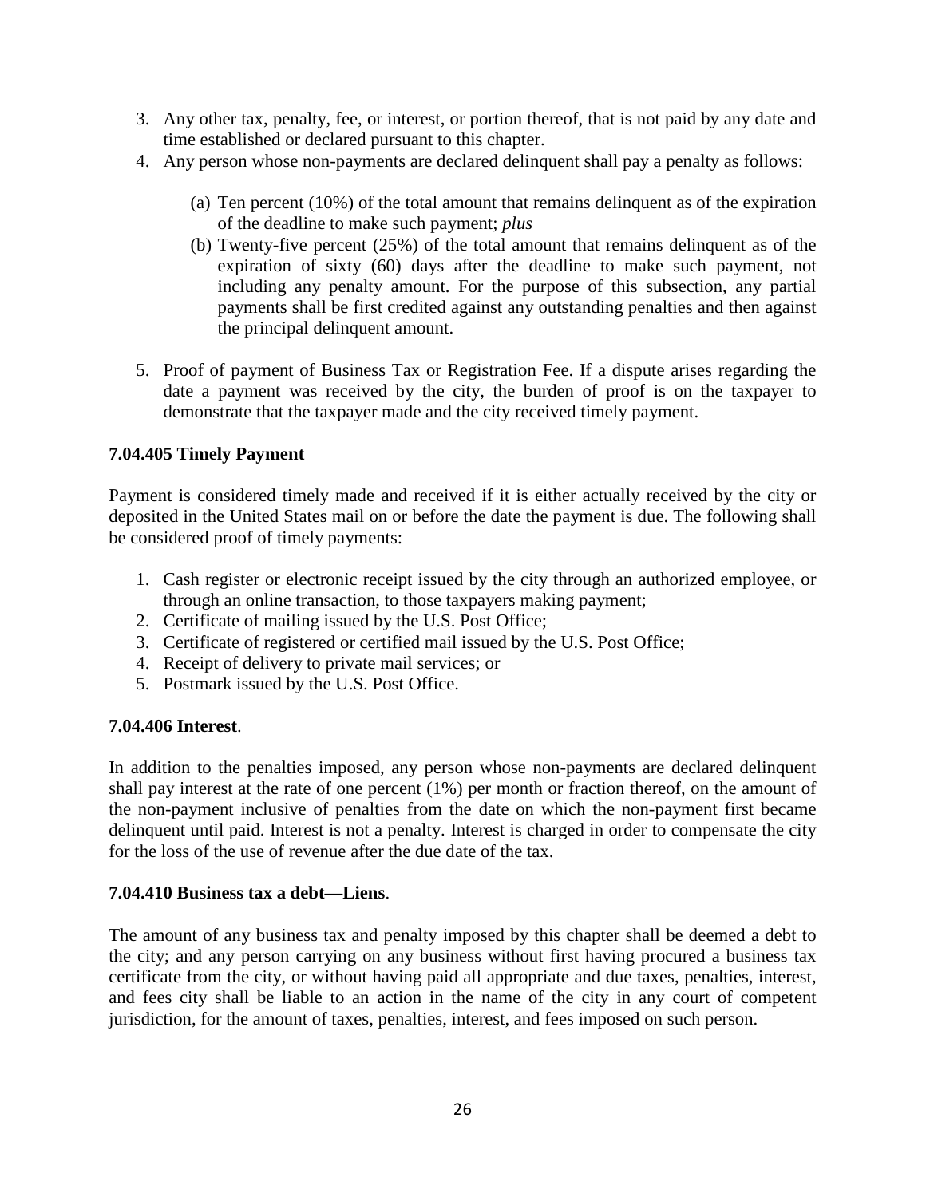3. Any other tax, penalty, fee, or interest, or portion thereof, that is not paid by any date and time established or declared pursuant to this chapter.
4. Any person whose non-payments are declared delinquent shall pay a penalty as follows:

   (a) Ten percent (10%) of the total amount that remains delinquent as of the expiration of the deadline to make such payment; *plus*

   (b) Twenty-five percent (25%) of the total amount that remains delinquent as of the expiration of sixty (60) days after the deadline to make such payment, not including any penalty amount. For the purpose of this subsection, any partial payments shall be first credited against any outstanding penalties and then against the principal delinquent amount.

5. Proof of payment of Business Tax or Registration Fee. If a dispute arises regarding the date a payment was received by the city, the burden of proof is on the taxpayer to demonstrate that the taxpayer made and the city received timely payment.

**7.04.405 Timely Payment**

Payment is considered timely made and received if it is either actually received by the city or deposited in the United States mail on or before the date the payment is due. The following shall be considered proof of timely payments:

1. Cash register or electronic receipt issued by the city through an authorized employee, or through an online transaction, to those taxpayers making payment;
2. Certificate of mailing issued by the U.S. Post Office;
3. Certificate of registered or certified mail issued by the U.S. Post Office;
4. Receipt of delivery to private mail services; or
5. Postmark issued by the U.S. Post Office.

**7.04.406 Interest**.

In addition to the penalties imposed, any person whose non-payments are declared delinquent shall pay interest at the rate of one percent (1%) per month or fraction thereof, on the amount of the non-payment inclusive of penalties from the date on which the non-payment first became delinquent until paid. Interest is not a penalty. Interest is charged in order to compensate the city for the loss of the use of revenue after the due date of the tax.

**7.04.410 Business tax a debt—Liens**.

The amount of any business tax and penalty imposed by this chapter shall be deemed a debt to the city; and any person carrying on any business without first having procured a business tax certificate from the city, or without having paid all appropriate and due taxes, penalties, interest, and fees city shall be liable to an action in the name of the city in any court of competent jurisdiction, for the amount of taxes, penalties, interest, and fees imposed on such person.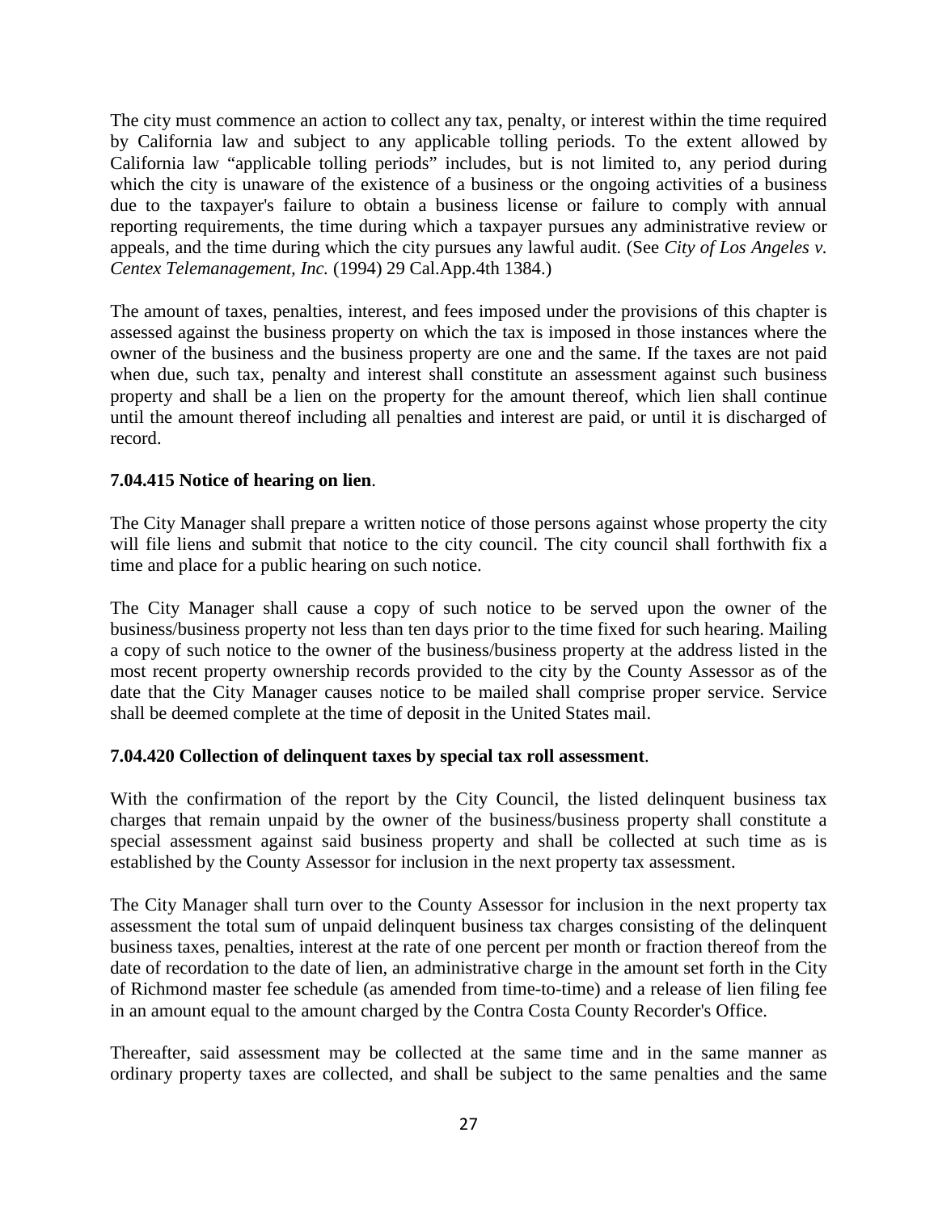The city must commence an action to collect any tax, penalty, or interest within the time required by California law and subject to any applicable tolling periods. To the extent allowed by California law "applicable tolling periods" includes, but is not limited to, any period during which the city is unaware of the existence of a business or the ongoing activities of a business due to the taxpayer's failure to obtain a business license or failure to comply with annual reporting requirements, the time during which a taxpayer pursues any administrative review or appeals, and the time during which the city pursues any lawful audit. (See *City of Los Angeles v. Centex Telemanagement, Inc.* (1994) 29 Cal.App.4th 1384.)

The amount of taxes, penalties, interest, and fees imposed under the provisions of this chapter is assessed against the business property on which the tax is imposed in those instances where the owner of the business and the business property are one and the same. If the taxes are not paid when due, such tax, penalty and interest shall constitute an assessment against such business property and shall be a lien on the property for the amount thereof, which lien shall continue until the amount thereof including all penalties and interest are paid, or until it is discharged of record.

**7.04.415 Notice of hearing on lien**.

The City Manager shall prepare a written notice of those persons against whose property the city will file liens and submit that notice to the city council. The city council shall forthwith fix a time and place for a public hearing on such notice.

The City Manager shall cause a copy of such notice to be served upon the owner of the business/business property not less than ten days prior to the time fixed for such hearing. Mailing a copy of such notice to the owner of the business/business property at the address listed in the most recent property ownership records provided to the city by the County Assessor as of the date that the City Manager causes notice to be mailed shall comprise proper service. Service shall be deemed complete at the time of deposit in the United States mail.

**7.04.420 Collection of delinquent taxes by special tax roll assessment**.

With the confirmation of the report by the City Council, the listed delinquent business tax charges that remain unpaid by the owner of the business/business property shall constitute a special assessment against said business property and shall be collected at such time as is established by the County Assessor for inclusion in the next property tax assessment.

The City Manager shall turn over to the County Assessor for inclusion in the next property tax assessment the total sum of unpaid delinquent business tax charges consisting of the delinquent business taxes, penalties, interest at the rate of one percent per month or fraction thereof from the date of recordation to the date of lien, an administrative charge in the amount set forth in the City of Richmond master fee schedule (as amended from time-to-time) and a release of lien filing fee in an amount equal to the amount charged by the Contra Costa County Recorder's Office.

Thereafter, said assessment may be collected at the same time and in the same manner as ordinary property taxes are collected, and shall be subject to the same penalties and the same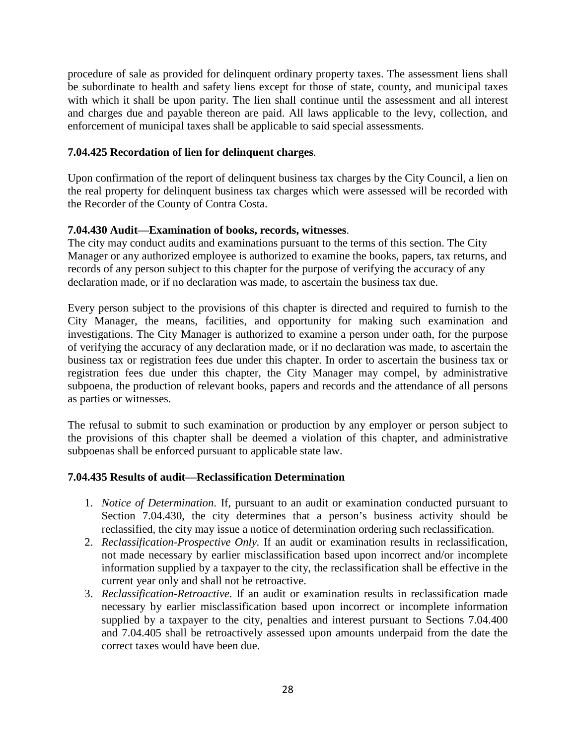procedure of sale as provided for delinquent ordinary property taxes. The assessment liens shall be subordinate to health and safety liens except for those of state, county, and municipal taxes with which it shall be upon parity. The lien shall continue until the assessment and all interest and charges due and payable thereon are paid. All laws applicable to the levy, collection, and enforcement of municipal taxes shall be applicable to said special assessments.

**7.04.425 Recordation of lien for delinquent charges**.

Upon confirmation of the report of delinquent business tax charges by the City Council, a lien on the real property for delinquent business tax charges which were assessed will be recorded with the Recorder of the County of Contra Costa.

**7.04.430 Audit—Examination of books, records, witnesses**.

The city may conduct audits and examinations pursuant to the terms of this section. The City Manager or any authorized employee is authorized to examine the books, papers, tax returns, and records of any person subject to this chapter for the purpose of verifying the accuracy of any declaration made, or if no declaration was made, to ascertain the business tax due.

Every person subject to the provisions of this chapter is directed and required to furnish to the City Manager, the means, facilities, and opportunity for making such examination and investigations. The City Manager is authorized to examine a person under oath, for the purpose of verifying the accuracy of any declaration made, or if no declaration was made, to ascertain the business tax or registration fees due under this chapter. In order to ascertain the business tax or registration fees due under this chapter, the City Manager may compel, by administrative subpoena, the production of relevant books, papers and records and the attendance of all persons as parties or witnesses.

The refusal to submit to such examination or production by any employer or person subject to the provisions of this chapter shall be deemed a violation of this chapter, and administrative subpoenas shall be enforced pursuant to applicable state law.

**7.04.435 Results of audit—Reclassification Determination**

1. *Notice of Determination*. If, pursuant to an audit or examination conducted pursuant to Section 7.04.430, the city determines that a person's business activity should be reclassified, the city may issue a notice of determination ordering such reclassification.
2. *Reclassification-Prospective Only.* If an audit or examination results in reclassification, not made necessary by earlier misclassification based upon incorrect and/or incomplete information supplied by a taxpayer to the city, the reclassification shall be effective in the current year only and shall not be retroactive.
3. *Reclassification-Retroactive*. If an audit or examination results in reclassification made necessary by earlier misclassification based upon incorrect or incomplete information supplied by a taxpayer to the city, penalties and interest pursuant to Sections 7.04.400 and 7.04.405 shall be retroactively assessed upon amounts underpaid from the date the correct taxes would have been due.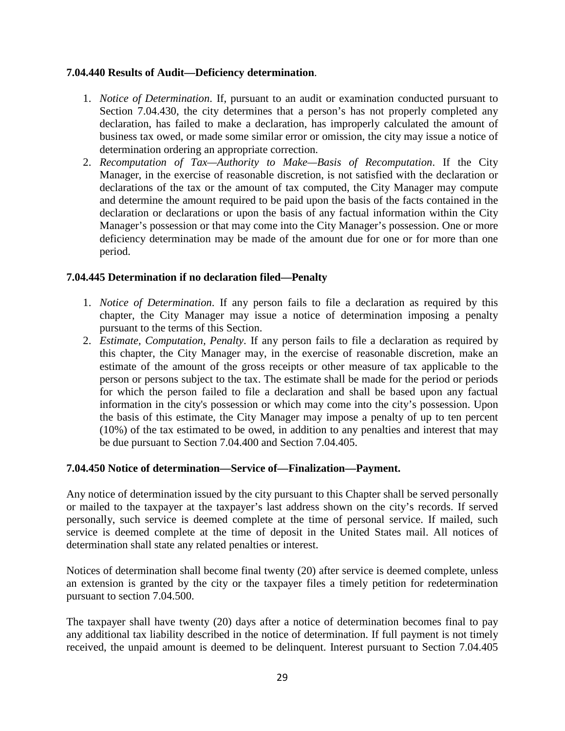**7.04.440 Results of Audit—Deficiency determination**.

1. *Notice of Determination*. If, pursuant to an audit or examination conducted pursuant to Section 7.04.430, the city determines that a person's has not properly completed any declaration, has failed to make a declaration, has improperly calculated the amount of business tax owed, or made some similar error or omission, the city may issue a notice of determination ordering an appropriate correction.
2. *Recomputation of Tax—Authority to Make—Basis of Recomputation*. If the City Manager, in the exercise of reasonable discretion, is not satisfied with the declaration or declarations of the tax or the amount of tax computed, the City Manager may compute and determine the amount required to be paid upon the basis of the facts contained in the declaration or declarations or upon the basis of any factual information within the City Manager's possession or that may come into the City Manager's possession. One or more deficiency determination may be made of the amount due for one or for more than one period.

**7.04.445 Determination if no declaration filed—Penalty**

1. *Notice of Determination*. If any person fails to file a declaration as required by this chapter, the City Manager may issue a notice of determination imposing a penalty pursuant to the terms of this Section.
2. *Estimate, Computation, Penalty*. If any person fails to file a declaration as required by this chapter, the City Manager may, in the exercise of reasonable discretion, make an estimate of the amount of the gross receipts or other measure of tax applicable to the person or persons subject to the tax. The estimate shall be made for the period or periods for which the person failed to file a declaration and shall be based upon any factual information in the city's possession or which may come into the city's possession. Upon the basis of this estimate, the City Manager may impose a penalty of up to ten percent (10%) of the tax estimated to be owed, in addition to any penalties and interest that may be due pursuant to Section 7.04.400 and Section 7.04.405.

**7.04.450 Notice of determination—Service of—Finalization—Payment.**

Any notice of determination issued by the city pursuant to this Chapter shall be served personally or mailed to the taxpayer at the taxpayer's last address shown on the city's records. If served personally, such service is deemed complete at the time of personal service. If mailed, such service is deemed complete at the time of deposit in the United States mail. All notices of determination shall state any related penalties or interest.

Notices of determination shall become final twenty (20) after service is deemed complete, unless an extension is granted by the city or the taxpayer files a timely petition for redetermination pursuant to section 7.04.500.

The taxpayer shall have twenty (20) days after a notice of determination becomes final to pay any additional tax liability described in the notice of determination. If full payment is not timely received, the unpaid amount is deemed to be delinquent. Interest pursuant to Section 7.04.405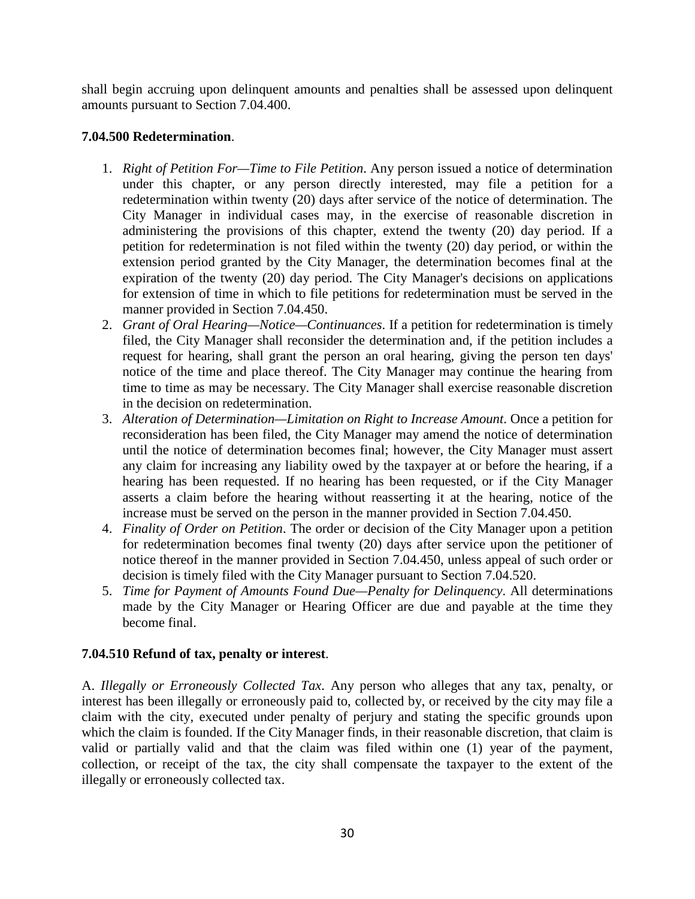shall begin accruing upon delinquent amounts and penalties shall be assessed upon delinquent amounts pursuant to Section 7.04.400.

**7.04.500 Redetermination**.

1. *Right of Petition For—Time to File Petition*. Any person issued a notice of determination under this chapter, or any person directly interested, may file a petition for a redetermination within twenty (20) days after service of the notice of determination. The City Manager in individual cases may, in the exercise of reasonable discretion in administering the provisions of this chapter, extend the twenty (20) day period. If a petition for redetermination is not filed within the twenty (20) day period, or within the extension period granted by the City Manager, the determination becomes final at the expiration of the twenty (20) day period. The City Manager's decisions on applications for extension of time in which to file petitions for redetermination must be served in the manner provided in Section 7.04.450.
2. *Grant of Oral Hearing—Notice—Continuances*. If a petition for redetermination is timely filed, the City Manager shall reconsider the determination and, if the petition includes a request for hearing, shall grant the person an oral hearing, giving the person ten days' notice of the time and place thereof. The City Manager may continue the hearing from time to time as may be necessary. The City Manager shall exercise reasonable discretion in the decision on redetermination.
3. *Alteration of Determination—Limitation on Right to Increase Amount*. Once a petition for reconsideration has been filed, the City Manager may amend the notice of determination until the notice of determination becomes final; however, the City Manager must assert any claim for increasing any liability owed by the taxpayer at or before the hearing, if a hearing has been requested. If no hearing has been requested, or if the City Manager asserts a claim before the hearing without reasserting it at the hearing, notice of the increase must be served on the person in the manner provided in Section 7.04.450.
4. *Finality of Order on Petition*. The order or decision of the City Manager upon a petition for redetermination becomes final twenty (20) days after service upon the petitioner of notice thereof in the manner provided in Section 7.04.450, unless appeal of such order or decision is timely filed with the City Manager pursuant to Section 7.04.520.
5. *Time for Payment of Amounts Found Due—Penalty for Delinquency*. All determinations made by the City Manager or Hearing Officer are due and payable at the time they become final.

**7.04.510 Refund of tax, penalty or interest**.

A. *Illegally or Erroneously Collected Tax*. Any person who alleges that any tax, penalty, or interest has been illegally or erroneously paid to, collected by, or received by the city may file a claim with the city, executed under penalty of perjury and stating the specific grounds upon which the claim is founded. If the City Manager finds, in their reasonable discretion, that claim is valid or partially valid and that the claim was filed within one (1) year of the payment, collection, or receipt of the tax, the city shall compensate the taxpayer to the extent of the illegally or erroneously collected tax.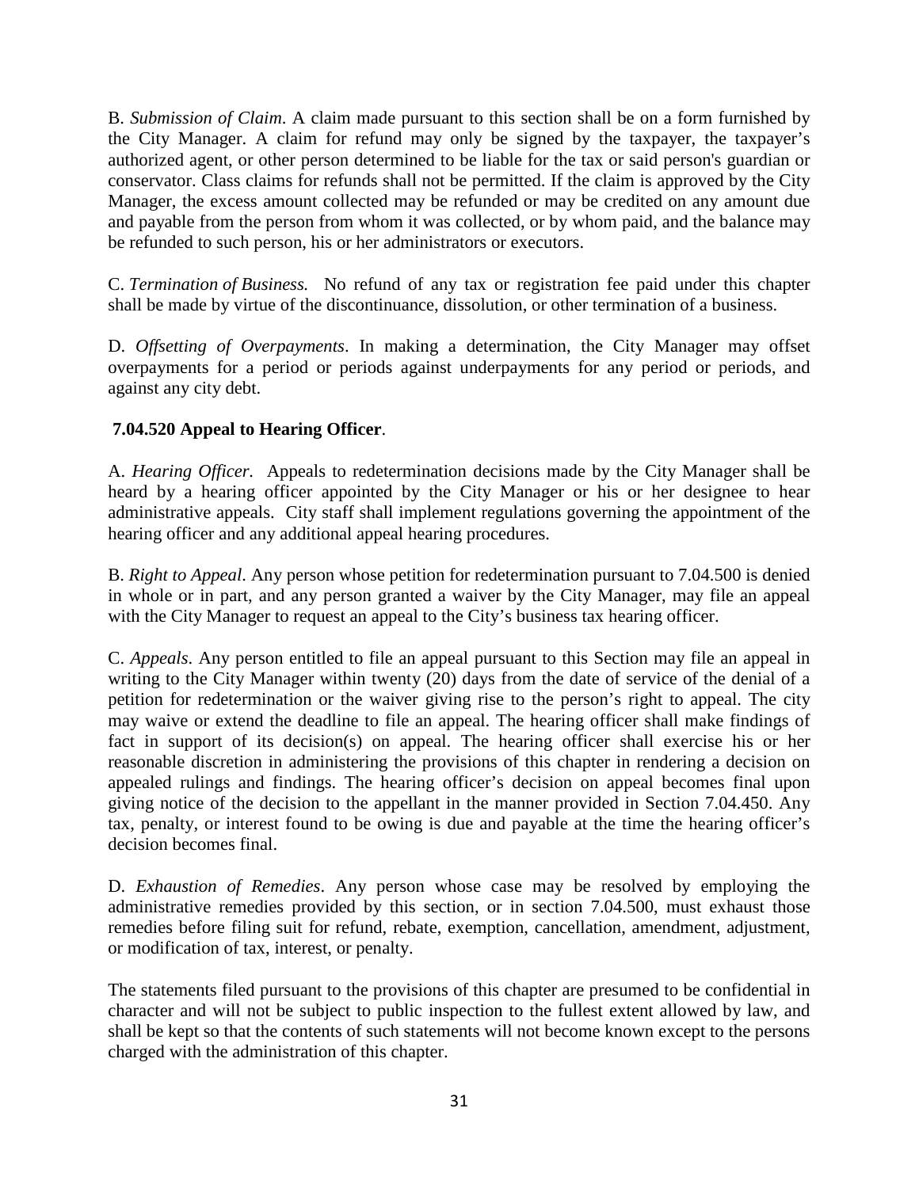B. *Submission of Claim*. A claim made pursuant to this section shall be on a form furnished by the City Manager. A claim for refund may only be signed by the taxpayer, the taxpayer's authorized agent, or other person determined to be liable for the tax or said person's guardian or conservator. Class claims for refunds shall not be permitted. If the claim is approved by the City Manager, the excess amount collected may be refunded or may be credited on any amount due and payable from the person from whom it was collected, or by whom paid, and the balance may be refunded to such person, his or her administrators or executors.

C. *Termination of Business.* No refund of any tax or registration fee paid under this chapter shall be made by virtue of the discontinuance, dissolution, or other termination of a business.

D. *Offsetting of Overpayments*. In making a determination, the City Manager may offset overpayments for a period or periods against underpayments for any period or periods, and against any city debt.

**7.04.520 Appeal to Hearing Officer**.

A. *Hearing Officer.* Appeals to redetermination decisions made by the City Manager shall be heard by a hearing officer appointed by the City Manager or his or her designee to hear administrative appeals. City staff shall implement regulations governing the appointment of the hearing officer and any additional appeal hearing procedures.

B. *Right to Appeal*. Any person whose petition for redetermination pursuant to 7.04.500 is denied in whole or in part, and any person granted a waiver by the City Manager, may file an appeal with the City Manager to request an appeal to the City's business tax hearing officer.

C. *Appeals*. Any person entitled to file an appeal pursuant to this Section may file an appeal in writing to the City Manager within twenty (20) days from the date of service of the denial of a petition for redetermination or the waiver giving rise to the person's right to appeal. The city may waive or extend the deadline to file an appeal. The hearing officer shall make findings of fact in support of its decision(s) on appeal. The hearing officer shall exercise his or her reasonable discretion in administering the provisions of this chapter in rendering a decision on appealed rulings and findings. The hearing officer's decision on appeal becomes final upon giving notice of the decision to the appellant in the manner provided in Section 7.04.450. Any tax, penalty, or interest found to be owing is due and payable at the time the hearing officer's decision becomes final.

D. *Exhaustion of Remedies*. Any person whose case may be resolved by employing the administrative remedies provided by this section, or in section 7.04.500, must exhaust those remedies before filing suit for refund, rebate, exemption, cancellation, amendment, adjustment, or modification of tax, interest, or penalty.

The statements filed pursuant to the provisions of this chapter are presumed to be confidential in character and will not be subject to public inspection to the fullest extent allowed by law, and shall be kept so that the contents of such statements will not become known except to the persons charged with the administration of this chapter.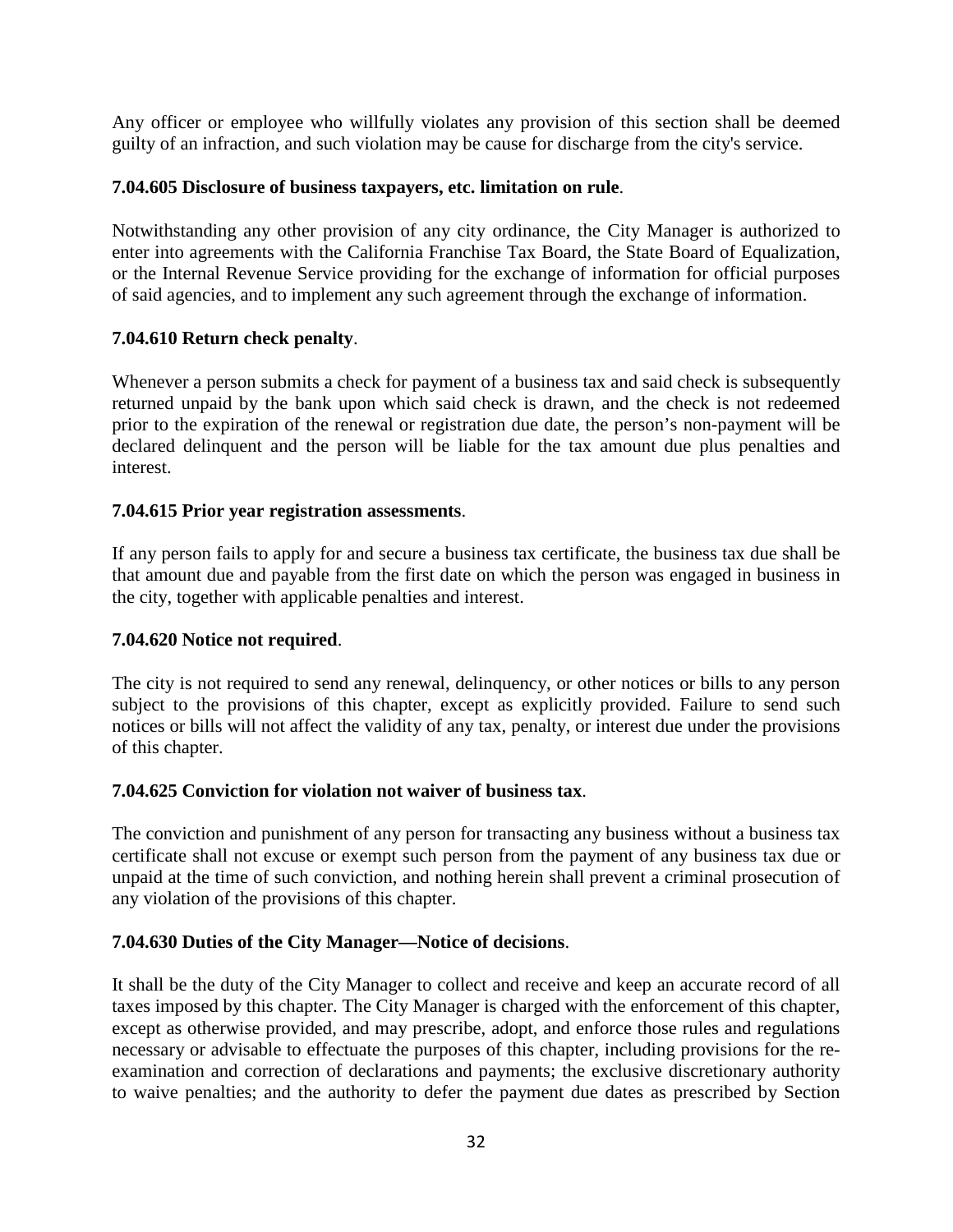Any officer or employee who willfully violates any provision of this section shall be deemed guilty of an infraction, and such violation may be cause for discharge from the city's service.

**7.04.605 Disclosure of business taxpayers, etc. limitation on rule**.

Notwithstanding any other provision of any city ordinance, the City Manager is authorized to enter into agreements with the California Franchise Tax Board, the State Board of Equalization, or the Internal Revenue Service providing for the exchange of information for official purposes of said agencies, and to implement any such agreement through the exchange of information.

**7.04.610 Return check penalty**.

Whenever a person submits a check for payment of a business tax and said check is subsequently returned unpaid by the bank upon which said check is drawn, and the check is not redeemed prior to the expiration of the renewal or registration due date, the person's non-payment will be declared delinquent and the person will be liable for the tax amount due plus penalties and interest.

**7.04.615 Prior year registration assessments**.

If any person fails to apply for and secure a business tax certificate, the business tax due shall be that amount due and payable from the first date on which the person was engaged in business in the city, together with applicable penalties and interest.

**7.04.620 Notice not required**.

The city is not required to send any renewal, delinquency, or other notices or bills to any person subject to the provisions of this chapter, except as explicitly provided. Failure to send such notices or bills will not affect the validity of any tax, penalty, or interest due under the provisions of this chapter.

**7.04.625 Conviction for violation not waiver of business tax**.

The conviction and punishment of any person for transacting any business without a business tax certificate shall not excuse or exempt such person from the payment of any business tax due or unpaid at the time of such conviction, and nothing herein shall prevent a criminal prosecution of any violation of the provisions of this chapter.

**7.04.630 Duties of the City Manager—Notice of decisions**.

It shall be the duty of the City Manager to collect and receive and keep an accurate record of all taxes imposed by this chapter. The City Manager is charged with the enforcement of this chapter, except as otherwise provided, and may prescribe, adopt, and enforce those rules and regulations necessary or advisable to effectuate the purposes of this chapter, including provisions for the re-examination and correction of declarations and payments; the exclusive discretionary authority to waive penalties; and the authority to defer the payment due dates as prescribed by Section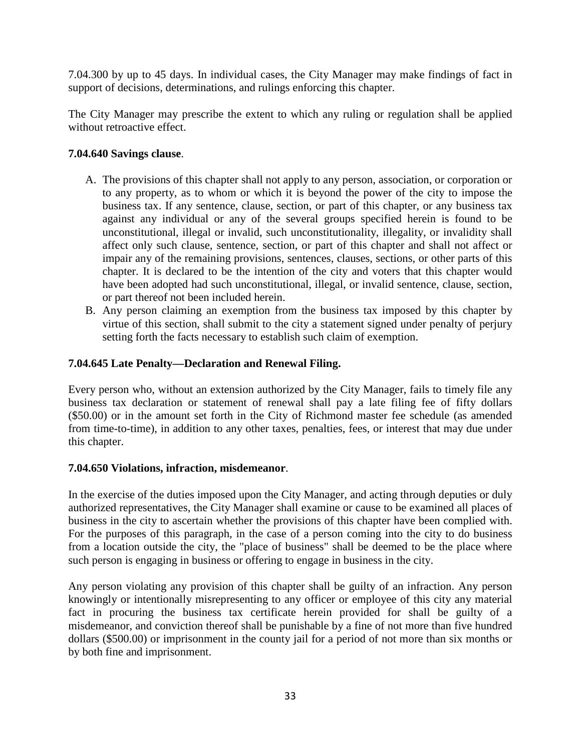7.04.300 by up to 45 days. In individual cases, the City Manager may make findings of fact in support of decisions, determinations, and rulings enforcing this chapter.

The City Manager may prescribe the extent to which any ruling or regulation shall be applied without retroactive effect.

**7.04.640 Savings clause**.

A. The provisions of this chapter shall not apply to any person, association, or corporation or to any property, as to whom or which it is beyond the power of the city to impose the business tax. If any sentence, clause, section, or part of this chapter, or any business tax against any individual or any of the several groups specified herein is found to be unconstitutional, illegal or invalid, such unconstitutionality, illegality, or invalidity shall affect only such clause, sentence, section, or part of this chapter and shall not affect or impair any of the remaining provisions, sentences, clauses, sections, or other parts of this chapter. It is declared to be the intention of the city and voters that this chapter would have been adopted had such unconstitutional, illegal, or invalid sentence, clause, section, or part thereof not been included herein.
B. Any person claiming an exemption from the business tax imposed by this chapter by virtue of this section, shall submit to the city a statement signed under penalty of perjury setting forth the facts necessary to establish such claim of exemption.

**7.04.645 Late Penalty—Declaration and Renewal Filing.**

Every person who, without an extension authorized by the City Manager, fails to timely file any business tax declaration or statement of renewal shall pay a late filing fee of fifty dollars ($50.00) or in the amount set forth in the City of Richmond master fee schedule (as amended from time-to-time), in addition to any other taxes, penalties, fees, or interest that may due under this chapter.

**7.04.650 Violations, infraction, misdemeanor**.

In the exercise of the duties imposed upon the City Manager, and acting through deputies or duly authorized representatives, the City Manager shall examine or cause to be examined all places of business in the city to ascertain whether the provisions of this chapter have been complied with. For the purposes of this paragraph, in the case of a person coming into the city to do business from a location outside the city, the "place of business" shall be deemed to be the place where such person is engaging in business or offering to engage in business in the city.

Any person violating any provision of this chapter shall be guilty of an infraction. Any person knowingly or intentionally misrepresenting to any officer or employee of this city any material fact in procuring the business tax certificate herein provided for shall be guilty of a misdemeanor, and conviction thereof shall be punishable by a fine of not more than five hundred dollars ($500.00) or imprisonment in the county jail for a period of not more than six months or by both fine and imprisonment.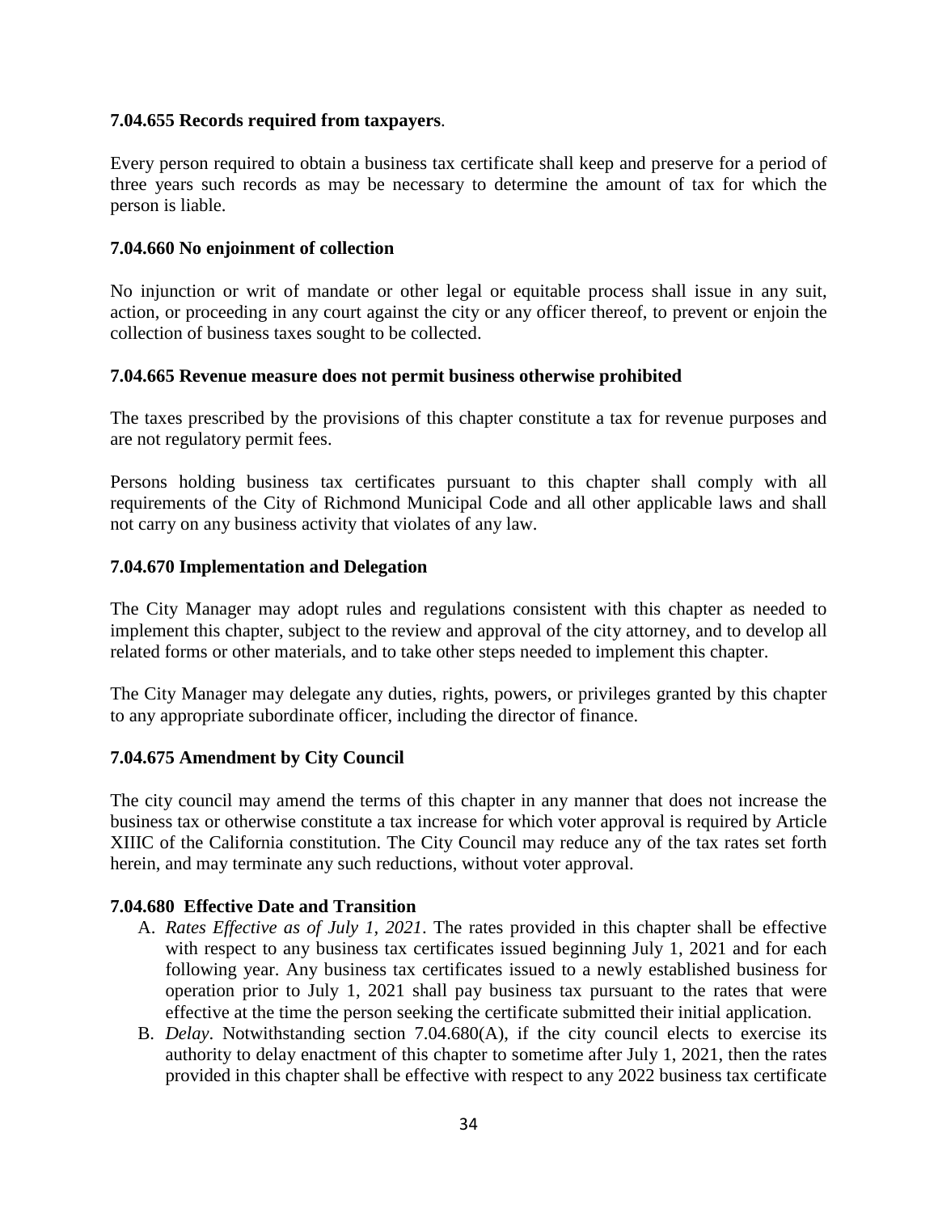**7.04.655 Records required from taxpayers**.

Every person required to obtain a business tax certificate shall keep and preserve for a period of three years such records as may be necessary to determine the amount of tax for which the person is liable.

**7.04.660 No enjoinment of collection**

No injunction or writ of mandate or other legal or equitable process shall issue in any suit, action, or proceeding in any court against the city or any officer thereof, to prevent or enjoin the collection of business taxes sought to be collected.

**7.04.665 Revenue measure does not permit business otherwise prohibited**

The taxes prescribed by the provisions of this chapter constitute a tax for revenue purposes and are not regulatory permit fees.

Persons holding business tax certificates pursuant to this chapter shall comply with all requirements of the City of Richmond Municipal Code and all other applicable laws and shall not carry on any business activity that violates of any law.

**7.04.670 Implementation and Delegation**

The City Manager may adopt rules and regulations consistent with this chapter as needed to implement this chapter, subject to the review and approval of the city attorney, and to develop all related forms or other materials, and to take other steps needed to implement this chapter.

The City Manager may delegate any duties, rights, powers, or privileges granted by this chapter to any appropriate subordinate officer, including the director of finance.

**7.04.675 Amendment by City Council**

The city council may amend the terms of this chapter in any manner that does not increase the business tax or otherwise constitute a tax increase for which voter approval is required by Article XIIIC of the California constitution. The City Council may reduce any of the tax rates set forth herein, and may terminate any such reductions, without voter approval.

**7.04.680 Effective Date and Transition**

A. *Rates Effective as of July 1, 2021*. The rates provided in this chapter shall be effective with respect to any business tax certificates issued beginning July 1, 2021 and for each following year. Any business tax certificates issued to a newly established business for operation prior to July 1, 2021 shall pay business tax pursuant to the rates that were effective at the time the person seeking the certificate submitted their initial application.
B. *Delay*. Notwithstanding section 7.04.680(A), if the city council elects to exercise its authority to delay enactment of this chapter to sometime after July 1, 2021, then the rates provided in this chapter shall be effective with respect to any 2022 business tax certificate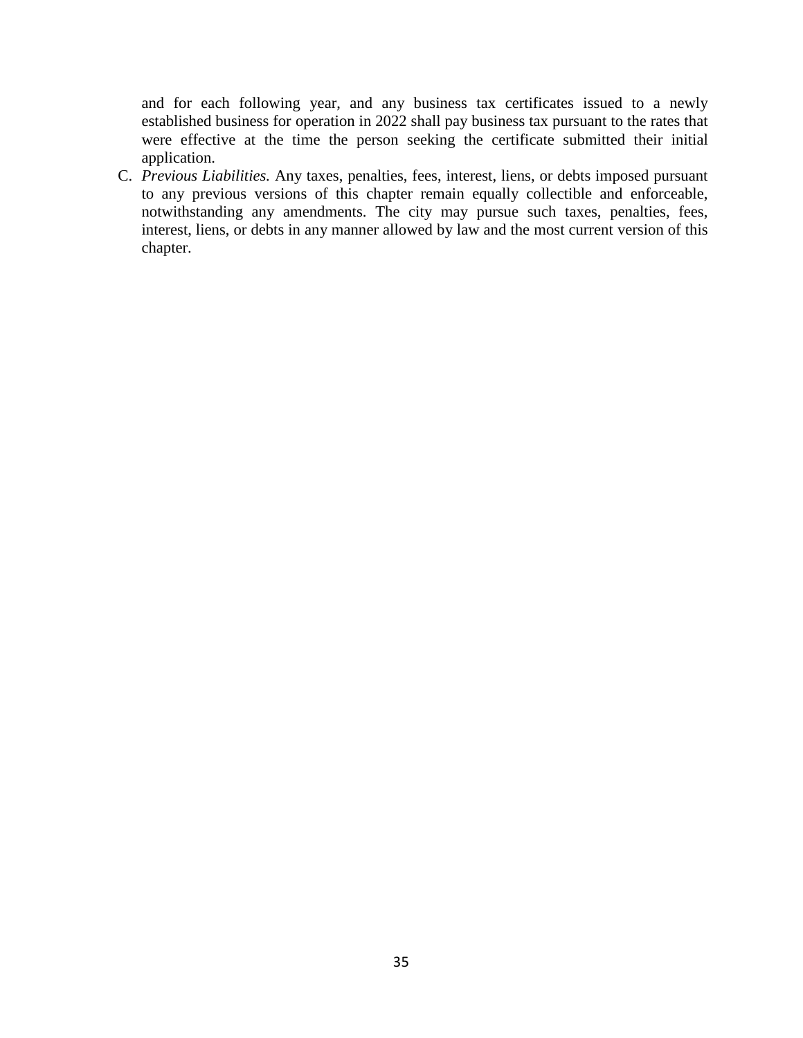and for each following year, and any business tax certificates issued to a newly established business for operation in 2022 shall pay business tax pursuant to the rates that were effective at the time the person seeking the certificate submitted their initial application.

C. *Previous Liabilities.* Any taxes, penalties, fees, interest, liens, or debts imposed pursuant to any previous versions of this chapter remain equally collectible and enforceable, notwithstanding any amendments. The city may pursue such taxes, penalties, fees, interest, liens, or debts in any manner allowed by law and the most current version of this chapter.